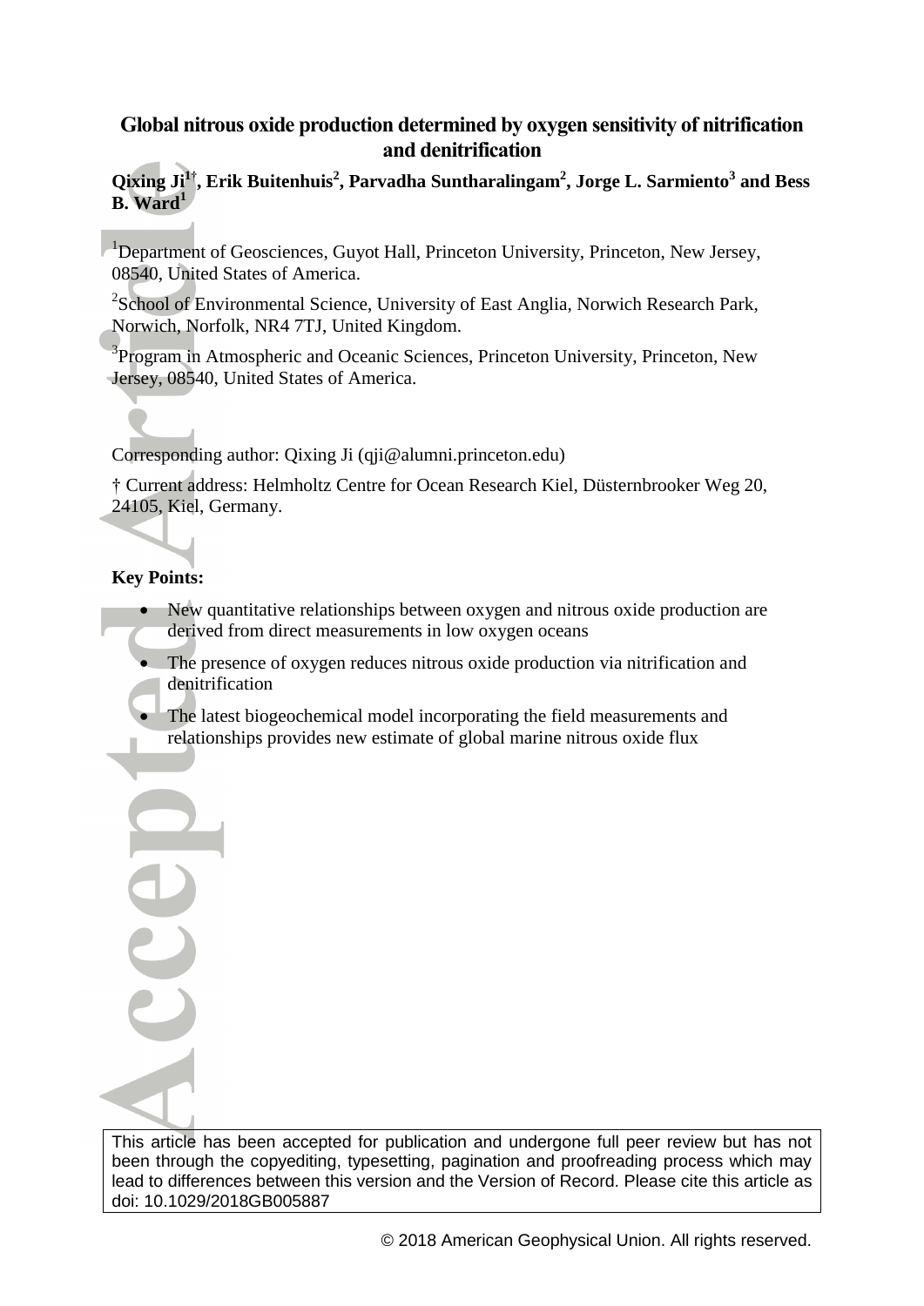# Global nitrous oxide production determined by oxygen sensitivity of nitrification and denitrification

**Qixing Ji[1†], Erik Buitenhuis[2], Parvadha Suntharalingam[2], Jorge L. Sarmiento[3] and Bess B. Ward[1]**

[1]Department of Geosciences, Guyot Hall, Princeton University, Princeton, New Jersey, 08540, United States of America.

[2]School of Environmental Science, University of East Anglia, Norwich Research Park, Norwich, Norfolk, NR4 7TJ, United Kingdom.

[3]Program in Atmospheric and Oceanic Sciences, Princeton University, Princeton, New Jersey, 08540, United States of America.

Corresponding author: Qixing Ji (qji@alumni.princeton.edu)

† Current address: Helmholtz Centre for Ocean Research Kiel, Düsternbrooker Weg 20, 24105, Kiel, Germany.

**Key Points:**

- New quantitative relationships between oxygen and nitrous oxide production are derived from direct measurements in low oxygen oceans
- The presence of oxygen reduces nitrous oxide production via nitrification and denitrification
- The latest biogeochemical model incorporating the field measurements and relationships provides new estimate of global marine nitrous oxide flux

This article has been accepted for publication and undergone full peer review but has not been through the copyediting, typesetting, pagination and proofreading process which may lead to differences between this version and the Version of Record. Please cite this article as doi: 10.1029/2018GB005887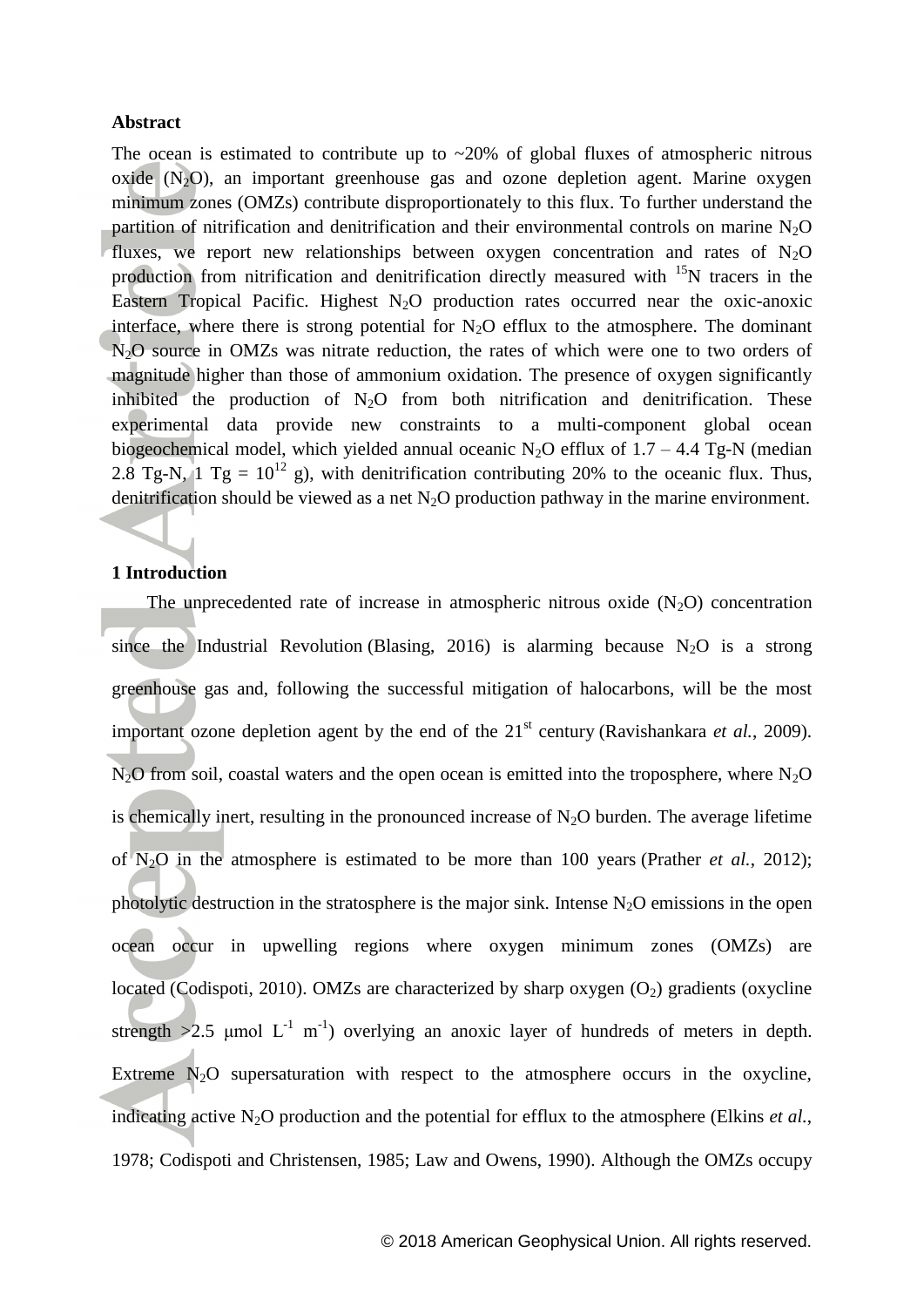**Abstract**

The ocean is estimated to contribute up to ~20% of global fluxes of atmospheric nitrous oxide ($N_2O$), an important greenhouse gas and ozone depletion agent. Marine oxygen minimum zones (OMZs) contribute disproportionately to this flux. To further understand the partition of nitrification and denitrification and their environmental controls on marine $N_2O$ fluxes, we report new relationships between oxygen concentration and rates of $N_2O$ production from nitrification and denitrification directly measured with $^{15}N$ tracers in the Eastern Tropical Pacific. Highest $N_2O$ production rates occurred near the oxic-anoxic interface, where there is strong potential for $N_2O$ efflux to the atmosphere. The dominant $N_2O$ source in OMZs was nitrate reduction, the rates of which were one to two orders of magnitude higher than those of ammonium oxidation. The presence of oxygen significantly inhibited the production of $N_2O$ from both nitrification and denitrification. These experimental data provide new constraints to a multi-component global ocean biogeochemical model, which yielded annual oceanic $N_2O$ efflux of 1.7 – 4.4 Tg-N (median 2.8 Tg-N, 1 Tg = $10^{12}$ g), with denitrification contributing 20% to the oceanic flux. Thus, denitrification should be viewed as a net $N_2O$ production pathway in the marine environment.

## 1 Introduction

The unprecedented rate of increase in atmospheric nitrous oxide ($N_2O$) concentration since the Industrial Revolution (Blasing, 2016) is alarming because $N_2O$ is a strong greenhouse gas and, following the successful mitigation of halocarbons, will be the most important ozone depletion agent by the end of the 21st century (Ravishankara *et al.*, 2009). $N_2O$ from soil, coastal waters and the open ocean is emitted into the troposphere, where $N_2O$ is chemically inert, resulting in the pronounced increase of $N_2O$ burden. The average lifetime of $N_2O$ in the atmosphere is estimated to be more than 100 years (Prather *et al.*, 2012); photolytic destruction in the stratosphere is the major sink. Intense $N_2O$ emissions in the open ocean occur in upwelling regions where oxygen minimum zones (OMZs) are located (Codispoti, 2010). OMZs are characterized by sharp oxygen ($O_2$) gradients (oxycline strength >2.5 μmol $L^{-1}$ $m^{-1}$) overlying an anoxic layer of hundreds of meters in depth. Extreme $N_2O$ supersaturation with respect to the atmosphere occurs in the oxycline, indicating active $N_2O$ production and the potential for efflux to the atmosphere (Elkins *et al.*, 1978; Codispoti and Christensen, 1985; Law and Owens, 1990). Although the OMZs occupy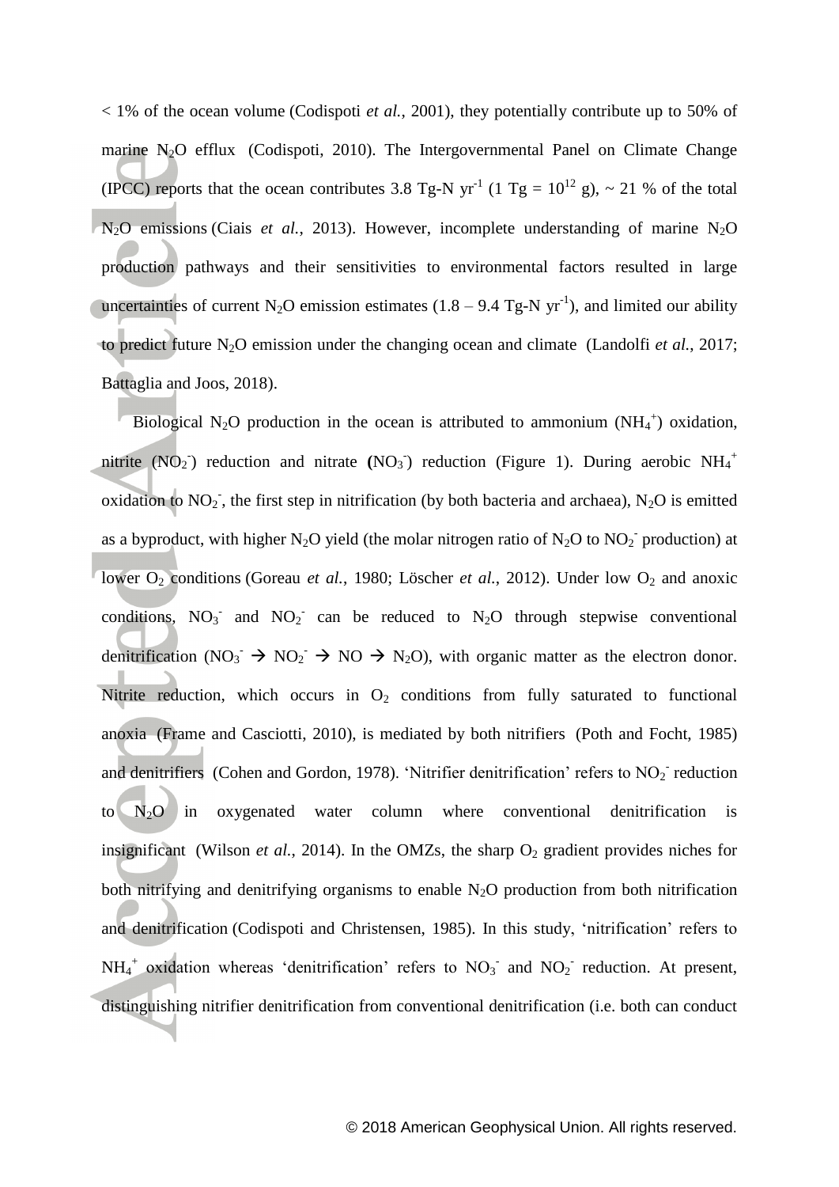< 1% of the ocean volume (Codispoti *et al.*, 2001), they potentially contribute up to 50% of marine $N_2O$ efflux (Codispoti, 2010). The Intergovernmental Panel on Climate Change (IPCC) reports that the ocean contributes 3.8 Tg-N $yr^{-1}$ (1 Tg = $10^{12}$ g), ~ 21 % of the total $N_2O$ emissions (Ciais *et al.*, 2013). However, incomplete understanding of marine $N_2O$ production pathways and their sensitivities to environmental factors resulted in large uncertainties of current $N_2O$ emission estimates (1.8 – 9.4 Tg-N $yr^{-1}$), and limited our ability to predict future $N_2O$ emission under the changing ocean and climate (Landolfi *et al.*, 2017; Battaglia and Joos, 2018).

Biological $N_2O$ production in the ocean is attributed to ammonium ($NH_4^+$) oxidation, nitrite ($NO_2^-$) reduction and nitrate ($NO_3^-$) reduction (Figure 1). During aerobic $NH_4^+$ oxidation to $NO_2^-$, the first step in nitrification (by both bacteria and archaea), $N_2O$ is emitted as a byproduct, with higher $N_2O$ yield (the molar nitrogen ratio of $N_2O$ to $NO_2^-$ production) at lower $O_2$ conditions (Goreau *et al.*, 1980; Löscher *et al.*, 2012). Under low $O_2$ and anoxic conditions, $NO_3^-$ and $NO_2^-$ can be reduced to $N_2O$ through stepwise conventional denitrification ($NO_3^- \rightarrow NO_2^- \rightarrow NO \rightarrow N_2O$), with organic matter as the electron donor. Nitrite reduction, which occurs in $O_2$ conditions from fully saturated to functional anoxia (Frame and Casciotti, 2010), is mediated by both nitrifiers (Poth and Focht, 1985) and denitrifiers (Cohen and Gordon, 1978). 'Nitrifier denitrification' refers to $NO_2^-$ reduction to $N_2O$ in oxygenated water column where conventional denitrification is insignificant (Wilson *et al.*, 2014). In the OMZs, the sharp $O_2$ gradient provides niches for both nitrifying and denitrifying organisms to enable $N_2O$ production from both nitrification and denitrification (Codispoti and Christensen, 1985). In this study, 'nitrification' refers to $NH_4^+$ oxidation whereas 'denitrification' refers to $NO_3^-$ and $NO_2^-$ reduction. At present, distinguishing nitrifier denitrification from conventional denitrification (i.e. both can conduct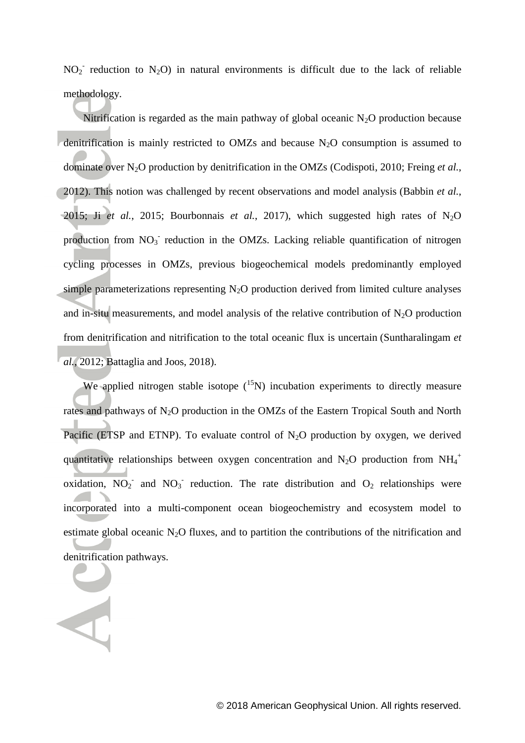$NO_2^-$ reduction to $N_2O$) in natural environments is difficult due to the lack of reliable methodology.

Nitrification is regarded as the main pathway of global oceanic $N_2O$ production because denitrification is mainly restricted to OMZs and because $N_2O$ consumption is assumed to dominate over $N_2O$ production by denitrification in the OMZs (Codispoti, 2010; Freing *et al.*, 2012). This notion was challenged by recent observations and model analysis (Babbin *et al.*, 2015; Ji *et al.*, 2015; Bourbonnais *et al.*, 2017), which suggested high rates of $N_2O$ production from $NO_3^-$ reduction in the OMZs. Lacking reliable quantification of nitrogen cycling processes in OMZs, previous biogeochemical models predominantly employed simple parameterizations representing $N_2O$ production derived from limited culture analyses and in-situ measurements, and model analysis of the relative contribution of $N_2O$ production from denitrification and nitrification to the total oceanic flux is uncertain (Suntharalingam *et al.*, 2012; Battaglia and Joos, 2018).

We applied nitrogen stable isotope ($^{15}N$) incubation experiments to directly measure rates and pathways of $N_2O$ production in the OMZs of the Eastern Tropical South and North Pacific (ETSP and ETNP). To evaluate control of $N_2O$ production by oxygen, we derived quantitative relationships between oxygen concentration and $N_2O$ production from $NH_4^+$ oxidation, $NO_2^-$ and $NO_3^-$ reduction. The rate distribution and $O_2$ relationships were incorporated into a multi-component ocean biogeochemistry and ecosystem model to estimate global oceanic $N_2O$ fluxes, and to partition the contributions of the nitrification and denitrification pathways.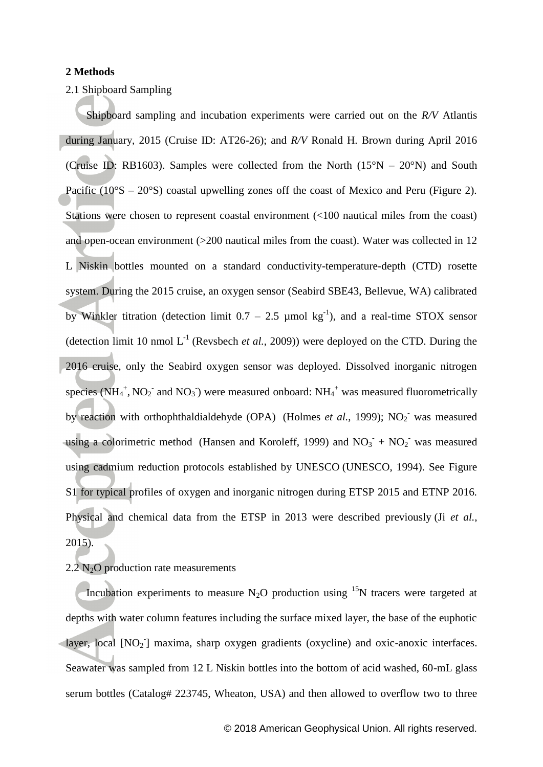## 2 Methods

### 2.1 Shipboard Sampling

Shipboard sampling and incubation experiments were carried out on the *R/V* Atlantis during January, 2015 (Cruise ID: AT26-26); and *R/V* Ronald H. Brown during April 2016 (Cruise ID: RB1603). Samples were collected from the North (15°N – 20°N) and South Pacific (10°S – 20°S) coastal upwelling zones off the coast of Mexico and Peru (Figure 2). Stations were chosen to represent coastal environment (<100 nautical miles from the coast) and open-ocean environment (>200 nautical miles from the coast). Water was collected in 12 L Niskin bottles mounted on a standard conductivity-temperature-depth (CTD) rosette system. During the 2015 cruise, an oxygen sensor (Seabird SBE43, Bellevue, WA) calibrated by Winkler titration (detection limit 0.7 – 2.5 μmol $kg^{-1}$), and a real-time STOX sensor (detection limit 10 nmol $L^{-1}$ (Revsbech *et al.*, 2009)) were deployed on the CTD. During the 2016 cruise, only the Seabird oxygen sensor was deployed. Dissolved inorganic nitrogen species ($NH_4^+$, $NO_2^-$ and $NO_3^-$) were measured onboard: $NH_4^+$ was measured fluorometrically by reaction with orthophthaldialdehyde (OPA) (Holmes *et al.*, 1999); $NO_2^-$ was measured using a colorimetric method (Hansen and Koroleff, 1999) and $NO_3^-$ + $NO_2^-$ was measured using cadmium reduction protocols established by UNESCO (UNESCO, 1994). See Figure S1 for typical profiles of oxygen and inorganic nitrogen during ETSP 2015 and ETNP 2016. Physical and chemical data from the ETSP in 2013 were described previously (Ji *et al.*, 2015).

### 2.2 $N_2O$ production rate measurements

Incubation experiments to measure $N_2O$ production using $^{15}N$ tracers were targeted at depths with water column features including the surface mixed layer, the base of the euphotic layer, local [$NO_2^-$] maxima, sharp oxygen gradients (oxycline) and oxic-anoxic interfaces. Seawater was sampled from 12 L Niskin bottles into the bottom of acid washed, 60-mL glass serum bottles (Catalog# 223745, Wheaton, USA) and then allowed to overflow two to three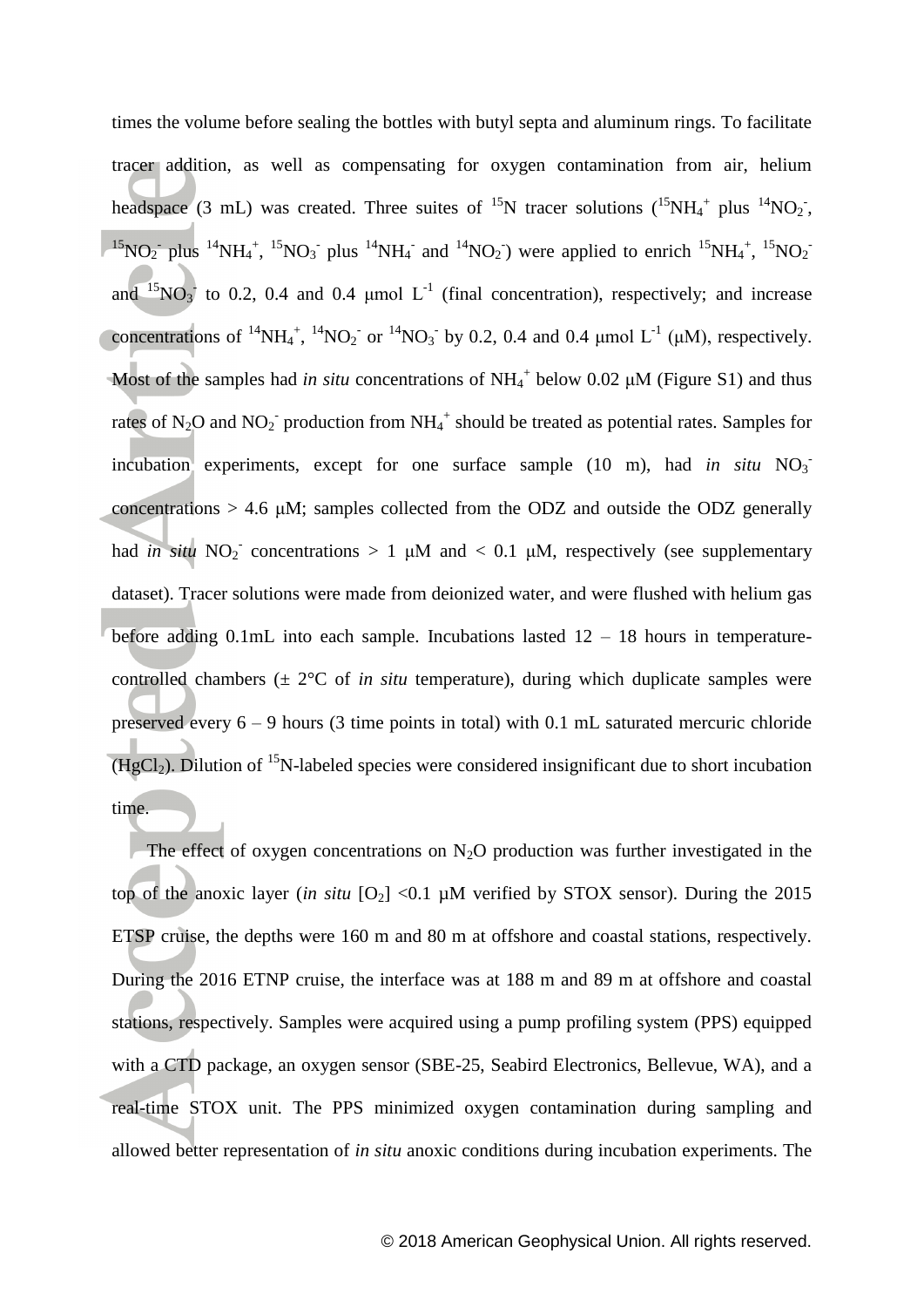times the volume before sealing the bottles with butyl septa and aluminum rings. To facilitate tracer addition, as well as compensating for oxygen contamination from air, helium headspace (3 mL) was created. Three suites of $^{15}N$ tracer solutions ($^{15}NH_4^+$ plus $^{14}NO_2^-$, $^{15}NO_2^-$ plus $^{14}NH_4^+$, $^{15}NO_3^-$ plus $^{14}NH_4^-$ and $^{14}NO_2^-$) were applied to enrich $^{15}NH_4^+$, $^{15}NO_2^-$ and $^{15}NO_3^-$ to 0.2, 0.4 and 0.4 μmol $L^{-1}$ (final concentration), respectively; and increase concentrations of $^{14}NH_4^+$, $^{14}NO_2^-$ or $^{14}NO_3^-$ by 0.2, 0.4 and 0.4 μmol $L^{-1}$ (μM), respectively. Most of the samples had *in situ* concentrations of $NH_4^+$ below 0.02 μM (Figure S1) and thus rates of $N_2O$ and $NO_2^-$ production from $NH_4^+$ should be treated as potential rates. Samples for incubation experiments, except for one surface sample (10 m), had *in situ* $NO_3^-$ concentrations > 4.6 μM; samples collected from the ODZ and outside the ODZ generally had *in situ* $NO_2^-$ concentrations > 1 μM and < 0.1 μM, respectively (see supplementary dataset). Tracer solutions were made from deionized water, and were flushed with helium gas before adding 0.1mL into each sample. Incubations lasted 12 – 18 hours in temperature-controlled chambers (± 2°C of *in situ* temperature), during which duplicate samples were preserved every 6 – 9 hours (3 time points in total) with 0.1 mL saturated mercuric chloride ($HgCl_2$). Dilution of $^{15}N$-labeled species were considered insignificant due to short incubation time.

The effect of oxygen concentrations on $N_2O$ production was further investigated in the top of the anoxic layer (*in situ* $[O_2]$ <0.1 μM verified by STOX sensor). During the 2015 ETSP cruise, the depths were 160 m and 80 m at offshore and coastal stations, respectively. During the 2016 ETNP cruise, the interface was at 188 m and 89 m at offshore and coastal stations, respectively. Samples were acquired using a pump profiling system (PPS) equipped with a CTD package, an oxygen sensor (SBE-25, Seabird Electronics, Bellevue, WA), and a real-time STOX unit. The PPS minimized oxygen contamination during sampling and allowed better representation of *in situ* anoxic conditions during incubation experiments. The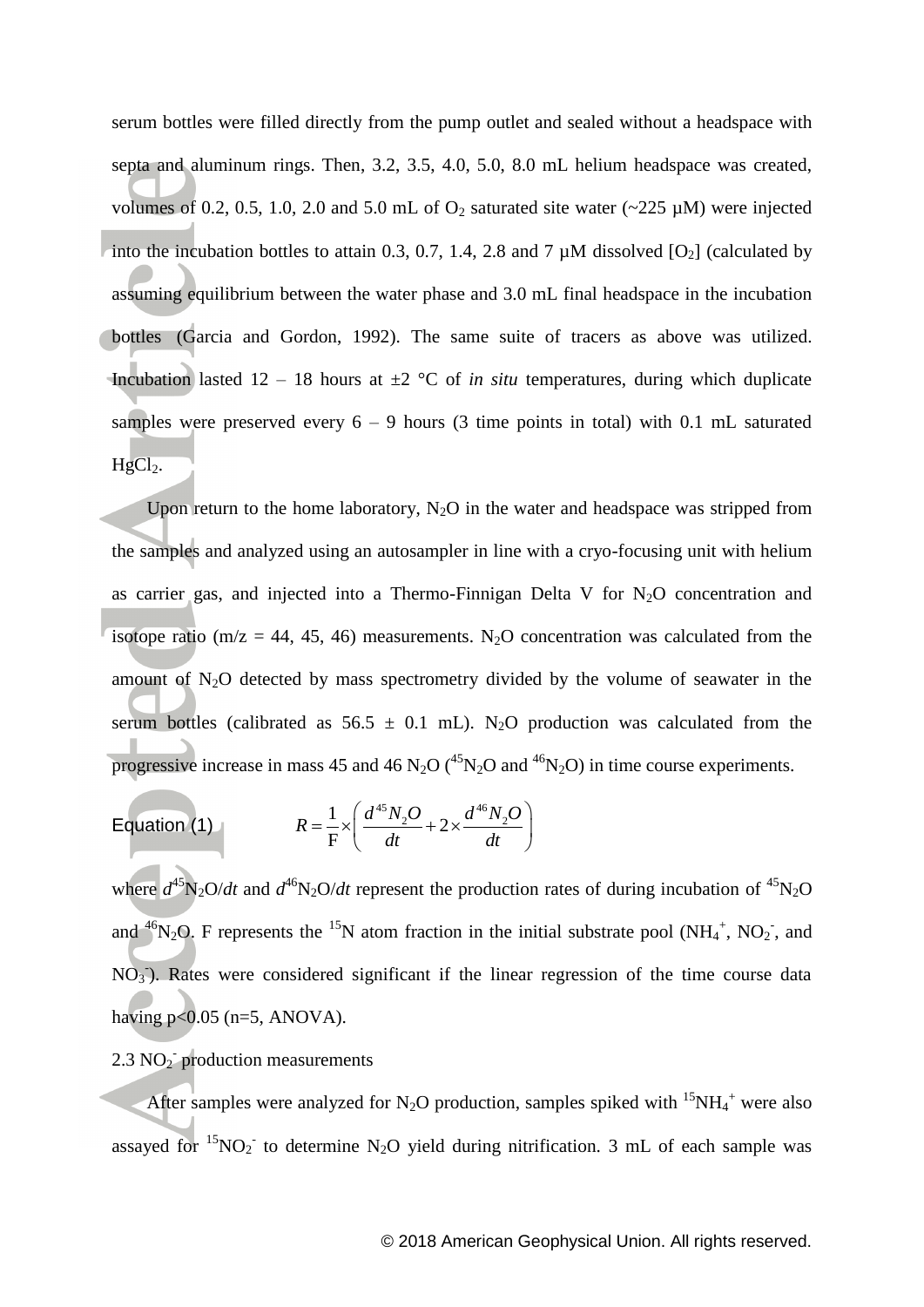serum bottles were filled directly from the pump outlet and sealed without a headspace with septa and aluminum rings. Then, 3.2, 3.5, 4.0, 5.0, 8.0 mL helium headspace was created, volumes of 0.2, 0.5, 1.0, 2.0 and 5.0 mL of $O_2$ saturated site water (~225 µM) were injected into the incubation bottles to attain 0.3, 0.7, 1.4, 2.8 and 7 µM dissolved [$O_2$] (calculated by assuming equilibrium between the water phase and 3.0 mL final headspace in the incubation bottles (Garcia and Gordon, 1992). The same suite of tracers as above was utilized. Incubation lasted 12 – 18 hours at ±2 °C of *in situ* temperatures, during which duplicate samples were preserved every 6 – 9 hours (3 time points in total) with 0.1 mL saturated $HgCl_2$.

Upon return to the home laboratory, $N_2O$ in the water and headspace was stripped from the samples and analyzed using an autosampler in line with a cryo-focusing unit with helium as carrier gas, and injected into a Thermo-Finnigan Delta V for $N_2O$ concentration and isotope ratio (m/z = 44, 45, 46) measurements. $N_2O$ concentration was calculated from the amount of $N_2O$ detected by mass spectrometry divided by the volume of seawater in the serum bottles (calibrated as 56.5 ± 0.1 mL). $N_2O$ production was calculated from the progressive increase in mass 45 and 46 $N_2O$ ($^{45}N_2O$ and $^{46}N_2O$) in time course experiments.

Equation (1)
$$R = \frac{1}{F} \times \left( \frac{d\,^{45}N_2O}{dt} + 2 \times \frac{d\,^{46}N_2O}{dt} \right)$$

where $d^{45}N_2O/dt$ and $d^{46}N_2O/dt$ represent the production rates of during incubation of $^{45}N_2O$ and $^{46}N_2O$. F represents the $^{15}N$ atom fraction in the initial substrate pool ($NH_4^+$, $NO_2^-$, and $NO_3^-$). Rates were considered significant if the linear regression of the time course data having $p<0.05$ (n=5, ANOVA).

### 2.3 $NO_2^-$ production measurements

After samples were analyzed for $N_2O$ production, samples spiked with $^{15}NH_4^+$ were also assayed for $^{15}NO_2^-$ to determine $N_2O$ yield during nitrification. 3 mL of each sample was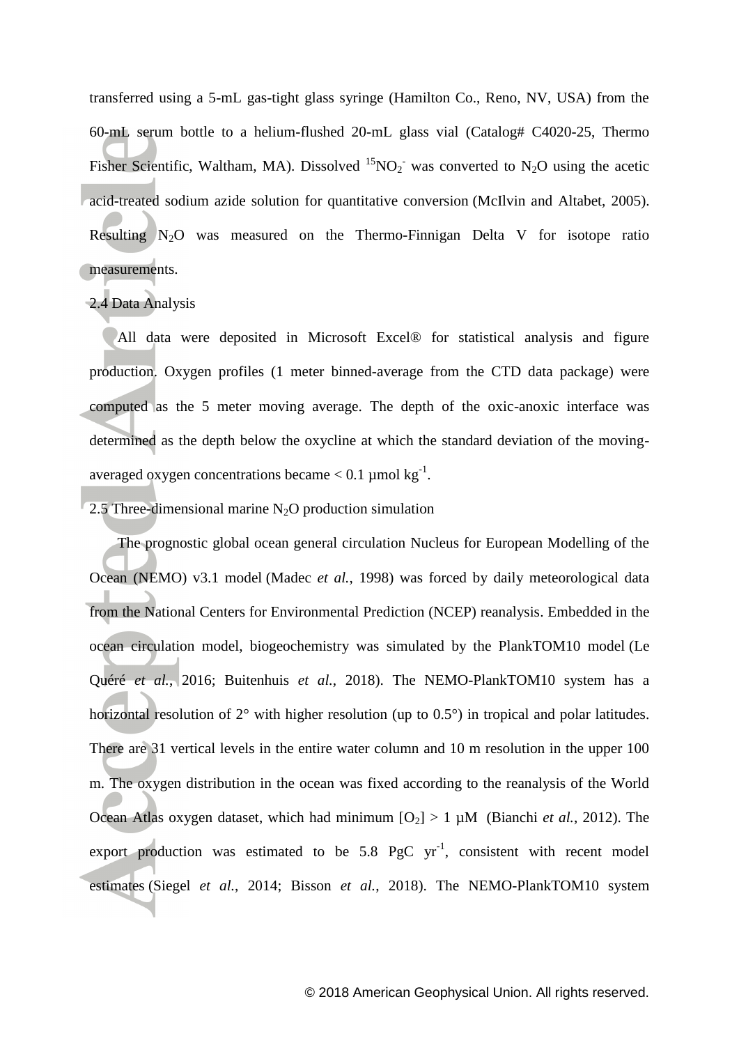transferred using a 5-mL gas-tight glass syringe (Hamilton Co., Reno, NV, USA) from the 60-mL serum bottle to a helium-flushed 20-mL glass vial (Catalog# C4020-25, Thermo Fisher Scientific, Waltham, MA). Dissolved $^{15}NO_2^-$ was converted to $N_2O$ using the acetic acid-treated sodium azide solution for quantitative conversion (McIlvin and Altabet, 2005). Resulting $N_2O$ was measured on the Thermo-Finnigan Delta V for isotope ratio measurements.

## 2.4 Data Analysis

All data were deposited in Microsoft Excel® for statistical analysis and figure production. Oxygen profiles (1 meter binned-average from the CTD data package) were computed as the 5 meter moving average. The depth of the oxic-anoxic interface was determined as the depth below the oxycline at which the standard deviation of the moving-averaged oxygen concentrations became < 0.1 μmol $kg^{-1}$.

## 2.5 Three-dimensional marine $N_2O$ production simulation

The prognostic global ocean general circulation Nucleus for European Modelling of the Ocean (NEMO) v3.1 model (Madec *et al.*, 1998) was forced by daily meteorological data from the National Centers for Environmental Prediction (NCEP) reanalysis. Embedded in the ocean circulation model, biogeochemistry was simulated by the PlankTOM10 model (Le Quéré *et al.*, 2016; Buitenhuis *et al.*, 2018). The NEMO-PlankTOM10 system has a horizontal resolution of 2° with higher resolution (up to 0.5°) in tropical and polar latitudes. There are 31 vertical levels in the entire water column and 10 m resolution in the upper 100 m. The oxygen distribution in the ocean was fixed according to the reanalysis of the World Ocean Atlas oxygen dataset, which had minimum $[O_2] > 1$ μM (Bianchi *et al.*, 2012). The export production was estimated to be 5.8 PgC $yr^{-1}$, consistent with recent model estimates (Siegel *et al.*, 2014; Bisson *et al.*, 2018). The NEMO-PlankTOM10 system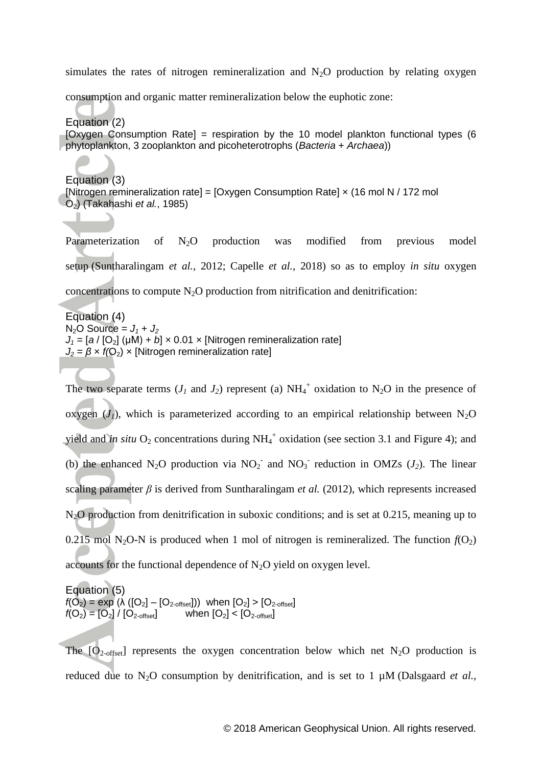simulates the rates of nitrogen remineralization and $N_2O$ production by relating oxygen consumption and organic matter remineralization below the euphotic zone:

Equation (2)
[Oxygen Consumption Rate] = respiration by the 10 model plankton functional types (6 phytoplankton, 3 zooplankton and picoheterotrophs (*Bacteria* + *Archaea*))

Equation (3)
[Nitrogen remineralization rate] = [Oxygen Consumption Rate] × (16 mol N / 172 mol $O_2$) (Takahashi *et al.*, 1985)

Parameterization of $N_2O$ production was modified from previous model setup (Suntharalingam *et al.*, 2012; Capelle *et al.*, 2018) so as to employ *in situ* oxygen concentrations to compute $N_2O$ production from nitrification and denitrification:

Equation (4)

$$N_2O \text{ Source} = J_1 + J_2$$

$$J_1 = [a / [O_2]\ (\mu M) + b] \times 0.01 \times [\text{Nitrogen remineralization rate}]$$

$$J_2 = \beta \times f(O_2) \times [\text{Nitrogen remineralization rate}]$$

The two separate terms ($J_1$ and $J_2$) represent (a) $NH_4^+$ oxidation to $N_2O$ in the presence of oxygen ($J_1$), which is parameterized according to an empirical relationship between $N_2O$ yield and *in situ* $O_2$ concentrations during $NH_4^+$ oxidation (see section 3.1 and Figure 4); and (b) the enhanced $N_2O$ production via $NO_2^-$ and $NO_3^-$ reduction in OMZs ($J_2$). The linear scaling parameter $\beta$ is derived from Suntharalingam *et al.* (2012), which represents increased $N_2O$ production from denitrification in suboxic conditions; and is set at 0.215, meaning up to 0.215 mol $N_2O$-N is produced when 1 mol of nitrogen is remineralized. The function $f(O_2)$ accounts for the functional dependence of $N_2O$ yield on oxygen level.

Equation (5)

$$f(O_2) = \exp(\lambda([O_2] - [O_{2\text{-offset}}])) \quad \text{when } [O_2] > [O_{2\text{-offset}}]$$

$$f(O_2) = [O_2] / [O_{2\text{-offset}}] \quad \text{when } [O_2] < [O_{2\text{-offset}}]$$

The $[O_{2\text{-offset}}]$ represents the oxygen concentration below which net $N_2O$ production is reduced due to $N_2O$ consumption by denitrification, and is set to 1 µM (Dalsgaard *et al.*,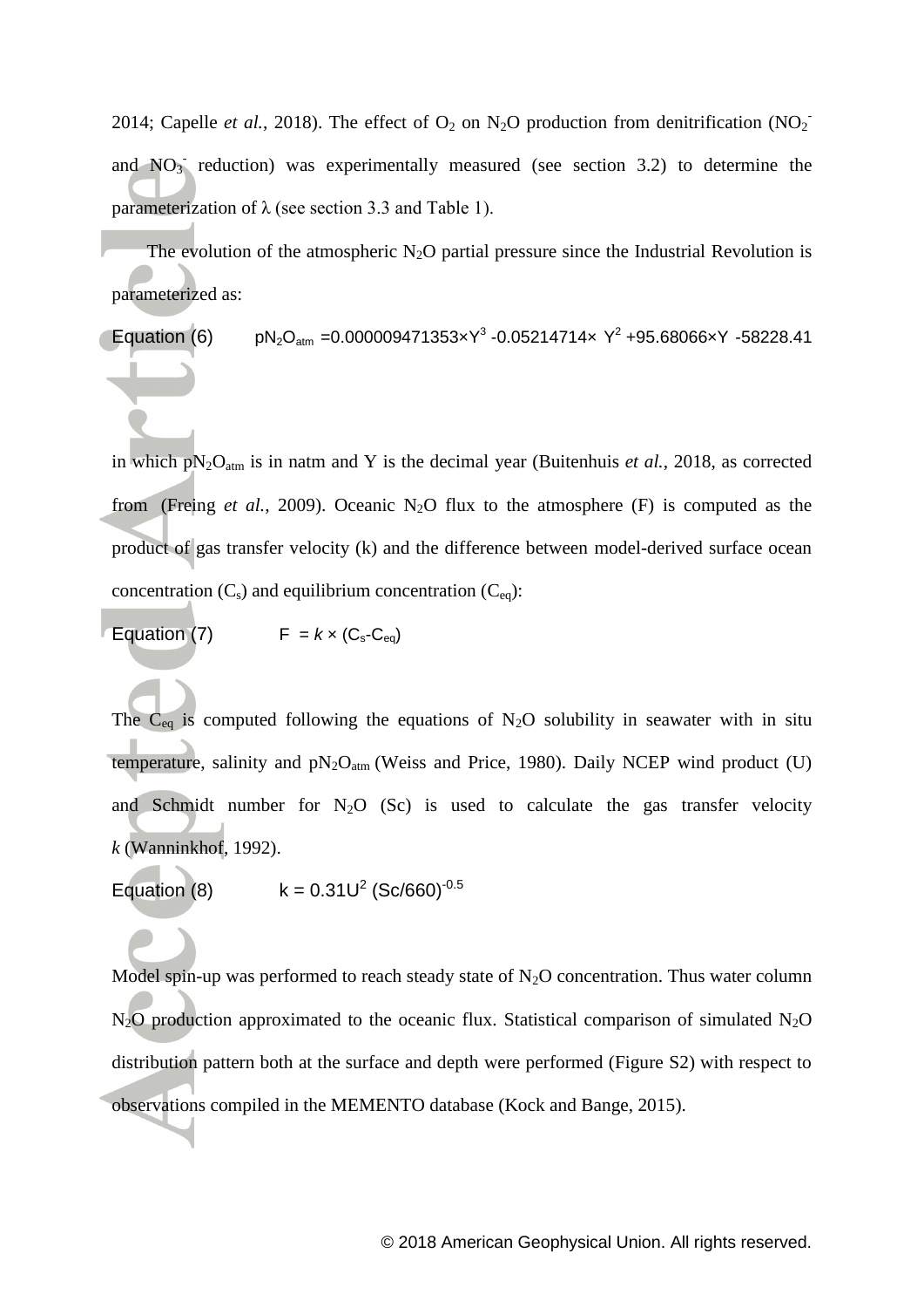2014; Capelle *et al.*, 2018). The effect of $O_2$ on $N_2O$ production from denitrification ($NO_2^-$ and $NO_3^-$ reduction) was experimentally measured (see section 3.2) to determine the parameterization of λ (see section 3.3 and Table 1).

The evolution of the atmospheric $N_2O$ partial pressure since the Industrial Revolution is parameterized as:

Equation (6) $$pN_2O_{atm} = 0.000009471353 \times Y^3 - 0.05214714 \times Y^2 + 95.68066 \times Y - 58228.41$$

in which $pN_2O_{atm}$ is in natm and Y is the decimal year (Buitenhuis *et al.*, 2018, as corrected from (Freing *et al.*, 2009). Oceanic $N_2O$ flux to the atmosphere (F) is computed as the product of gas transfer velocity (k) and the difference between model-derived surface ocean concentration ($C_s$) and equilibrium concentration ($C_{eq}$):

Equation (7) $$F = k \times (C_s - C_{eq})$$

The $C_{eq}$ is computed following the equations of $N_2O$ solubility in seawater with in situ temperature, salinity and $pN_2O_{atm}$ (Weiss and Price, 1980). Daily NCEP wind product (U) and Schmidt number for $N_2O$ (Sc) is used to calculate the gas transfer velocity *k* (Wanninkhof, 1992).

Equation (8) $$k = 0.31U^2 \, (Sc/660)^{-0.5}$$

Model spin-up was performed to reach steady state of $N_2O$ concentration. Thus water column $N_2O$ production approximated to the oceanic flux. Statistical comparison of simulated $N_2O$ distribution pattern both at the surface and depth were performed (Figure S2) with respect to observations compiled in the MEMENTO database (Kock and Bange, 2015).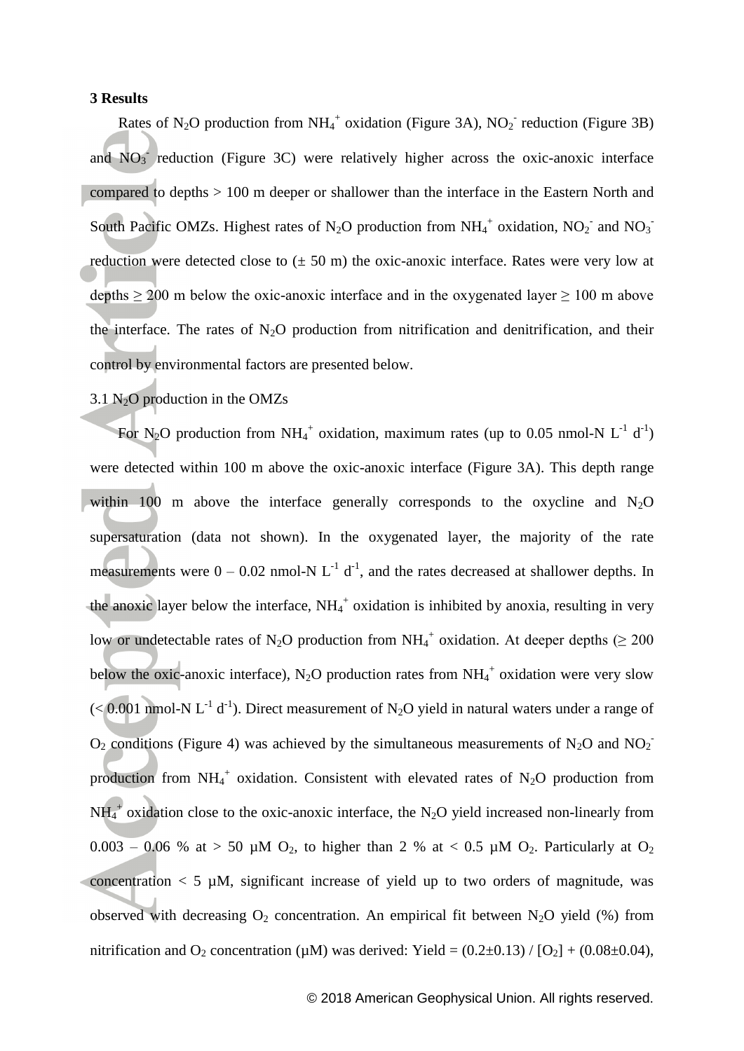**3 Results**

Rates of $N_2O$ production from $NH_4^+$ oxidation (Figure 3A), $NO_2^-$ reduction (Figure 3B) and $NO_3^-$ reduction (Figure 3C) were relatively higher across the oxic-anoxic interface compared to depths > 100 m deeper or shallower than the interface in the Eastern North and South Pacific OMZs. Highest rates of $N_2O$ production from $NH_4^+$ oxidation, $NO_2^-$ and $NO_3^-$ reduction were detected close to (± 50 m) the oxic-anoxic interface. Rates were very low at depths ≥ 200 m below the oxic-anoxic interface and in the oxygenated layer ≥ 100 m above the interface. The rates of $N_2O$ production from nitrification and denitrification, and their control by environmental factors are presented below.

3.1 $N_2O$ production in the OMZs

For $N_2O$ production from $NH_4^+$ oxidation, maximum rates (up to 0.05 nmol-N $L^{-1}$ $d^{-1}$) were detected within 100 m above the oxic-anoxic interface (Figure 3A). This depth range within 100 m above the interface generally corresponds to the oxycline and $N_2O$ supersaturation (data not shown). In the oxygenated layer, the majority of the rate measurements were 0 – 0.02 nmol-N $L^{-1}$ $d^{-1}$, and the rates decreased at shallower depths. In the anoxic layer below the interface, $NH_4^+$ oxidation is inhibited by anoxia, resulting in very low or undetectable rates of $N_2O$ production from $NH_4^+$ oxidation. At deeper depths (≥ 200 below the oxic-anoxic interface), $N_2O$ production rates from $NH_4^+$ oxidation were very slow (< 0.001 nmol-N $L^{-1}$ $d^{-1}$). Direct measurement of $N_2O$ yield in natural waters under a range of $O_2$ conditions (Figure 4) was achieved by the simultaneous measurements of $N_2O$ and $NO_2^-$ production from $NH_4^+$ oxidation. Consistent with elevated rates of $N_2O$ production from $NH_4^+$ oxidation close to the oxic-anoxic interface, the $N_2O$ yield increased non-linearly from 0.003 – 0.06 % at > 50 µM $O_2$, to higher than 2 % at < 0.5 µM $O_2$. Particularly at $O_2$ concentration < 5 µM, significant increase of yield up to two orders of magnitude, was observed with decreasing $O_2$ concentration. An empirical fit between $N_2O$ yield (%) from nitrification and $O_2$ concentration (µM) was derived: Yield = $(0.2 \pm 0.13) / [O_2] + (0.08 \pm 0.04)$,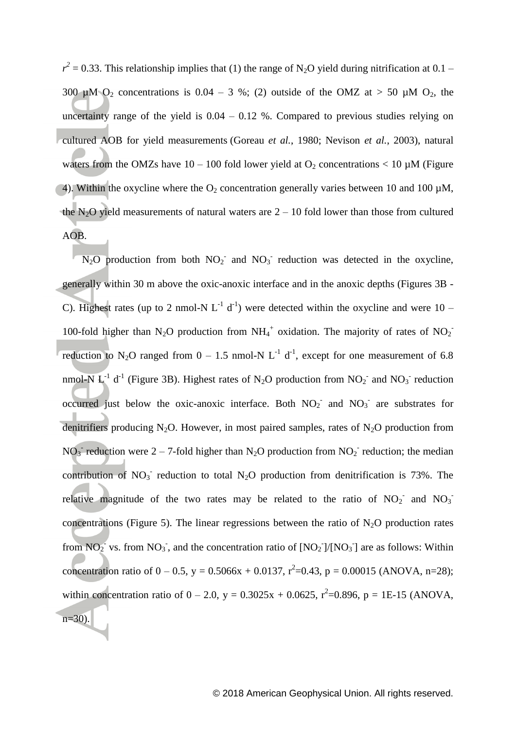$r^2$ = 0.33. This relationship implies that (1) the range of $N_2O$ yield during nitrification at 0.1 – 300 μM $O_2$ concentrations is 0.04 – 3 %; (2) outside of the OMZ at > 50 μM $O_2$, the uncertainty range of the yield is 0.04 – 0.12 %. Compared to previous studies relying on cultured AOB for yield measurements (Goreau *et al.*, 1980; Nevison *et al.*, 2003), natural waters from the OMZs have 10 – 100 fold lower yield at $O_2$ concentrations < 10 μM (Figure 4). Within the oxycline where the $O_2$ concentration generally varies between 10 and 100 μM, the $N_2O$ yield measurements of natural waters are 2 – 10 fold lower than those from cultured AOB.

$N_2O$ production from both $NO_2^-$ and $NO_3^-$ reduction was detected in the oxycline, generally within 30 m above the oxic-anoxic interface and in the anoxic depths (Figures 3B - C). Highest rates (up to 2 nmol-N $L^{-1}$ $d^{-1}$) were detected within the oxycline and were 10 – 100-fold higher than $N_2O$ production from $NH_4^+$ oxidation. The majority of rates of $NO_2^-$ reduction to $N_2O$ ranged from 0 – 1.5 nmol-N $L^{-1}$ $d^{-1}$, except for one measurement of 6.8 nmol-N $L^{-1}$ $d^{-1}$ (Figure 3B). Highest rates of $N_2O$ production from $NO_2^-$ and $NO_3^-$ reduction occurred just below the oxic-anoxic interface. Both $NO_2^-$ and $NO_3^-$ are substrates for denitrifiers producing $N_2O$. However, in most paired samples, rates of $N_2O$ production from $NO_3^-$ reduction were 2 – 7-fold higher than $N_2O$ production from $NO_2^-$ reduction; the median contribution of $NO_3^-$ reduction to total $N_2O$ production from denitrification is 73%. The relative magnitude of the two rates may be related to the ratio of $NO_2^-$ and $NO_3^-$ concentrations (Figure 5). The linear regressions between the ratio of $N_2O$ production rates from $NO_2^-$ vs. from $NO_3^-$, and the concentration ratio of $[NO_2^-]/[NO_3^-]$ are as follows: Within concentration ratio of 0 – 0.5, y = 0.5066x + 0.0137, $r^2$=0.43, p = 0.00015 (ANOVA, n=28); within concentration ratio of 0 – 2.0, y = 0.3025x + 0.0625, $r^2$=0.896, p = 1E-15 (ANOVA, n=30).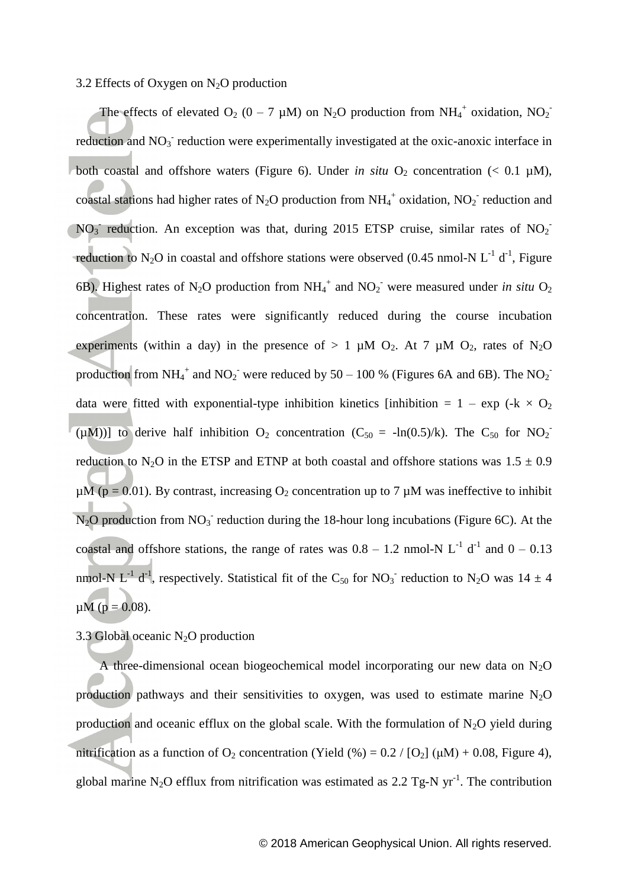### 3.2 Effects of Oxygen on $N_2O$ production

The effects of elevated $O_2$ (0 – 7 μM) on $N_2O$ production from $NH_4^+$ oxidation, $NO_2^-$ reduction and $NO_3^-$ reduction were experimentally investigated at the oxic-anoxic interface in both coastal and offshore waters (Figure 6). Under *in situ* $O_2$ concentration (< 0.1 μM), coastal stations had higher rates of $N_2O$ production from $NH_4^+$ oxidation, $NO_2^-$ reduction and $NO_3^-$ reduction. An exception was that, during 2015 ETSP cruise, similar rates of $NO_2^-$ reduction to $N_2O$ in coastal and offshore stations were observed (0.45 nmol-N $L^{-1}$ $d^{-1}$, Figure 6B). Highest rates of $N_2O$ production from $NH_4^+$ and $NO_2^-$ were measured under *in situ* $O_2$ concentration. These rates were significantly reduced during the course incubation experiments (within a day) in the presence of > 1 μM $O_2$. At 7 μM $O_2$, rates of $N_2O$ production from $NH_4^+$ and $NO_2^-$ were reduced by 50 – 100 % (Figures 6A and 6B). The $NO_2^-$ data were fitted with exponential-type inhibition kinetics [inhibition = 1 – exp (-k × $O_2$ (μM))] to derive half inhibition $O_2$ concentration ($C_{50}$ = -ln(0.5)/k). The $C_{50}$ for $NO_2^-$ reduction to $N_2O$ in the ETSP and ETNP at both coastal and offshore stations was 1.5 ± 0.9 μM ($p = 0.01$). By contrast, increasing $O_2$ concentration up to 7 μM was ineffective to inhibit $N_2O$ production from $NO_3^-$ reduction during the 18-hour long incubations (Figure 6C). At the coastal and offshore stations, the range of rates was 0.8 – 1.2 nmol-N $L^{-1}$ $d^{-1}$ and 0 – 0.13 nmol-N $L^{-1}$ $d^{-1}$, respectively. Statistical fit of the $C_{50}$ for $NO_3^-$ reduction to $N_2O$ was 14 ± 4 μM ($p = 0.08$).

### 3.3 Global oceanic $N_2O$ production

A three-dimensional ocean biogeochemical model incorporating our new data on $N_2O$ production pathways and their sensitivities to oxygen, was used to estimate marine $N_2O$ production and oceanic efflux on the global scale. With the formulation of $N_2O$ yield during nitrification as a function of $O_2$ concentration (Yield (%) = 0.2 / [$O_2$] (μM) + 0.08, Figure 4), global marine $N_2O$ efflux from nitrification was estimated as 2.2 Tg-N $yr^{-1}$. The contribution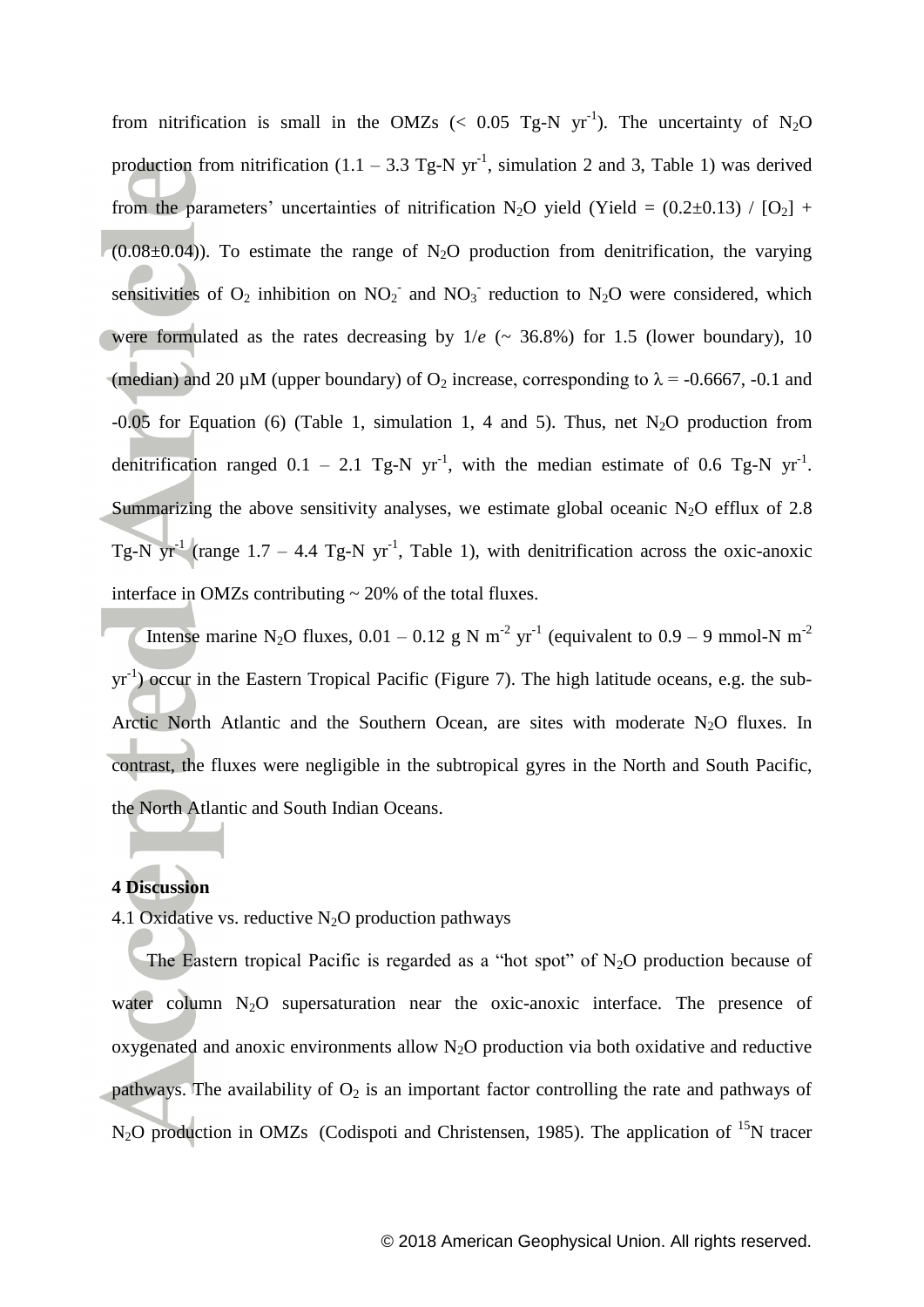from nitrification is small in the OMZs (< 0.05 Tg-N $yr^{-1}$). The uncertainty of $N_2O$ production from nitrification (1.1 – 3.3 Tg-N $yr^{-1}$, simulation 2 and 3, Table 1) was derived from the parameters' uncertainties of nitrification $N_2O$ yield (Yield = (0.2±0.13) / $[O_2]$ + (0.08±0.04)). To estimate the range of $N_2O$ production from denitrification, the varying sensitivities of $O_2$ inhibition on $NO_2^-$ and $NO_3^-$ reduction to $N_2O$ were considered, which were formulated as the rates decreasing by $1/e$ (~ 36.8%) for 1.5 (lower boundary), 10 (median) and 20 μM (upper boundary) of $O_2$ increase, corresponding to $\lambda$ = -0.6667, -0.1 and -0.05 for Equation (6) (Table 1, simulation 1, 4 and 5). Thus, net $N_2O$ production from denitrification ranged 0.1 – 2.1 Tg-N $yr^{-1}$, with the median estimate of 0.6 Tg-N $yr^{-1}$. Summarizing the above sensitivity analyses, we estimate global oceanic $N_2O$ efflux of 2.8 Tg-N $yr^{-1}$ (range 1.7 – 4.4 Tg-N $yr^{-1}$, Table 1), with denitrification across the oxic-anoxic interface in OMZs contributing ~ 20% of the total fluxes.

Intense marine $N_2O$ fluxes, 0.01 – 0.12 g N $m^{-2}$ $yr^{-1}$ (equivalent to 0.9 – 9 mmol-N $m^{-2}$ $yr^{-1}$) occur in the Eastern Tropical Pacific (Figure 7). The high latitude oceans, e.g. the sub-Arctic North Atlantic and the Southern Ocean, are sites with moderate $N_2O$ fluxes. In contrast, the fluxes were negligible in the subtropical gyres in the North and South Pacific, the North Atlantic and South Indian Oceans.

## 4 Discussion

### 4.1 Oxidative vs. reductive $N_2O$ production pathways

The Eastern tropical Pacific is regarded as a "hot spot" of $N_2O$ production because of water column $N_2O$ supersaturation near the oxic-anoxic interface. The presence of oxygenated and anoxic environments allow $N_2O$ production via both oxidative and reductive pathways. The availability of $O_2$ is an important factor controlling the rate and pathways of $N_2O$ production in OMZs (Codispoti and Christensen, 1985). The application of $^{15}N$ tracer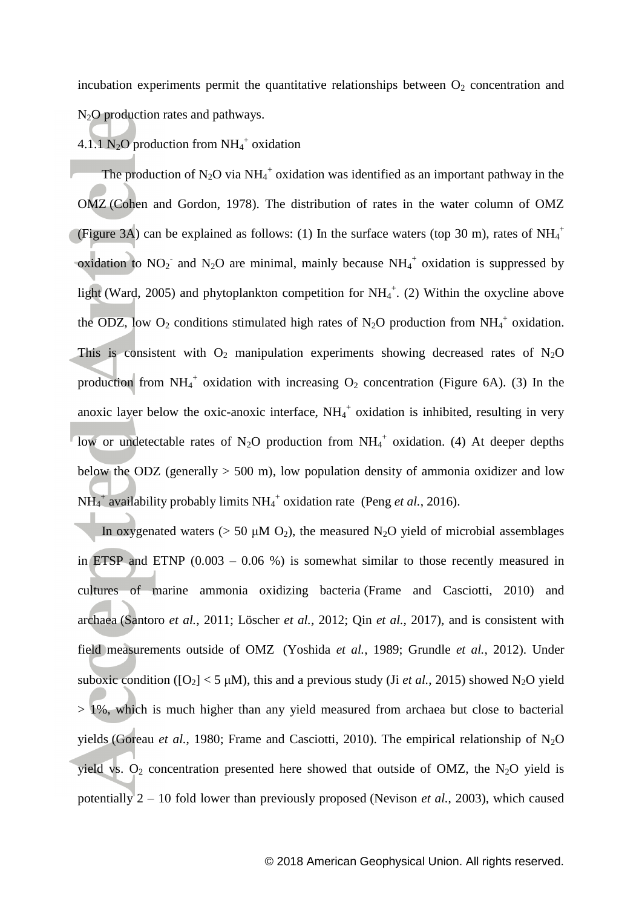incubation experiments permit the quantitative relationships between $O_2$ concentration and $N_2O$ production rates and pathways.

### 4.1.1 $N_2O$ production from $NH_4^+$ oxidation

The production of $N_2O$ via $NH_4^+$ oxidation was identified as an important pathway in the OMZ (Cohen and Gordon, 1978). The distribution of rates in the water column of OMZ (Figure 3A) can be explained as follows: (1) In the surface waters (top 30 m), rates of $NH_4^+$ oxidation to $NO_2^-$ and $N_2O$ are minimal, mainly because $NH_4^+$ oxidation is suppressed by light (Ward, 2005) and phytoplankton competition for $NH_4^+$. (2) Within the oxycline above the ODZ, low $O_2$ conditions stimulated high rates of $N_2O$ production from $NH_4^+$ oxidation. This is consistent with $O_2$ manipulation experiments showing decreased rates of $N_2O$ production from $NH_4^+$ oxidation with increasing $O_2$ concentration (Figure 6A). (3) In the anoxic layer below the oxic-anoxic interface, $NH_4^+$ oxidation is inhibited, resulting in very low or undetectable rates of $N_2O$ production from $NH_4^+$ oxidation. (4) At deeper depths below the ODZ (generally > 500 m), low population density of ammonia oxidizer and low $NH_4^+$ availability probably limits $NH_4^+$ oxidation rate (Peng *et al.*, 2016).

In oxygenated waters (> 50 μM $O_2$), the measured $N_2O$ yield of microbial assemblages in ETSP and ETNP (0.003 – 0.06 %) is somewhat similar to those recently measured in cultures of marine ammonia oxidizing bacteria (Frame and Casciotti, 2010) and archaea (Santoro *et al.*, 2011; Löscher *et al.*, 2012; Qin *et al.*, 2017), and is consistent with field measurements outside of OMZ (Yoshida *et al.*, 1989; Grundle *et al.*, 2012). Under suboxic condition ([$O_2$] < 5 μM), this and a previous study (Ji *et al.*, 2015) showed $N_2O$ yield > 1%, which is much higher than any yield measured from archaea but close to bacterial yields (Goreau *et al.*, 1980; Frame and Casciotti, 2010). The empirical relationship of $N_2O$ yield vs. $O_2$ concentration presented here showed that outside of OMZ, the $N_2O$ yield is potentially 2 – 10 fold lower than previously proposed (Nevison *et al.*, 2003), which caused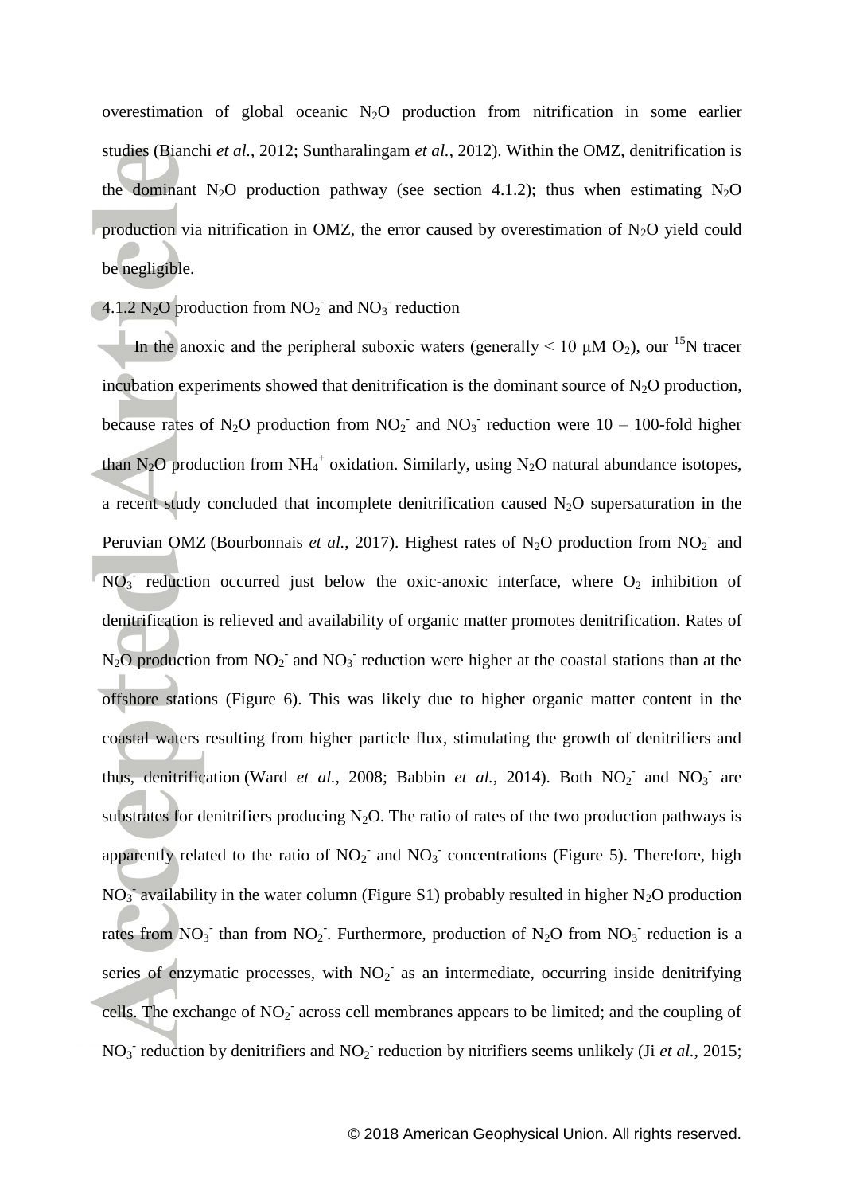overestimation of global oceanic $N_2O$ production from nitrification in some earlier studies (Bianchi *et al.*, 2012; Suntharalingam *et al.*, 2012). Within the OMZ, denitrification is the dominant $N_2O$ production pathway (see section 4.1.2); thus when estimating $N_2O$ production via nitrification in OMZ, the error caused by overestimation of $N_2O$ yield could be negligible.

### 4.1.2 $N_2O$ production from $NO_2^-$ and $NO_3^-$ reduction

In the anoxic and the peripheral suboxic waters (generally < 10 μM $O_2$), our $^{15}N$ tracer incubation experiments showed that denitrification is the dominant source of $N_2O$ production, because rates of $N_2O$ production from $NO_2^-$ and $NO_3^-$ reduction were 10 – 100-fold higher than $N_2O$ production from $NH_4^+$ oxidation. Similarly, using $N_2O$ natural abundance isotopes, a recent study concluded that incomplete denitrification caused $N_2O$ supersaturation in the Peruvian OMZ (Bourbonnais *et al.*, 2017). Highest rates of $N_2O$ production from $NO_2^-$ and $NO_3^-$ reduction occurred just below the oxic-anoxic interface, where $O_2$ inhibition of denitrification is relieved and availability of organic matter promotes denitrification. Rates of $N_2O$ production from $NO_2^-$ and $NO_3^-$ reduction were higher at the coastal stations than at the offshore stations (Figure 6). This was likely due to higher organic matter content in the coastal waters resulting from higher particle flux, stimulating the growth of denitrifiers and thus, denitrification (Ward *et al.*, 2008; Babbin *et al.*, 2014). Both $NO_2^-$ and $NO_3^-$ are substrates for denitrifiers producing $N_2O$. The ratio of rates of the two production pathways is apparently related to the ratio of $NO_2^-$ and $NO_3^-$ concentrations (Figure 5). Therefore, high $NO_3^-$ availability in the water column (Figure S1) probably resulted in higher $N_2O$ production rates from $NO_3^-$ than from $NO_2^-$. Furthermore, production of $N_2O$ from $NO_3^-$ reduction is a series of enzymatic processes, with $NO_2^-$ as an intermediate, occurring inside denitrifying cells. The exchange of $NO_2^-$ across cell membranes appears to be limited; and the coupling of $NO_3^-$ reduction by denitrifiers and $NO_2^-$ reduction by nitrifiers seems unlikely (Ji *et al.*, 2015;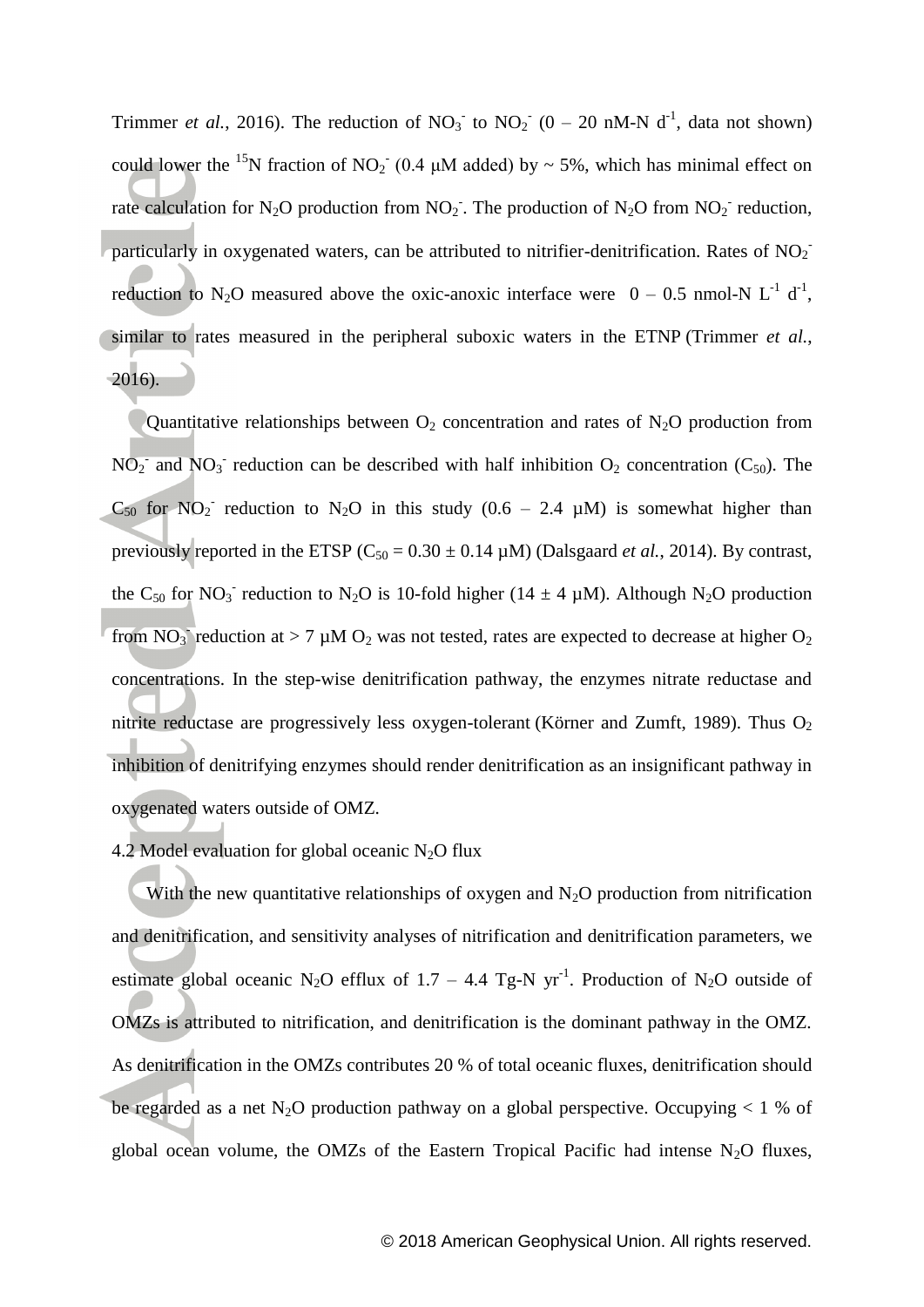Trimmer *et al.*, 2016). The reduction of $NO_3^-$ to $NO_2^-$ (0 – 20 nM-N $d^{-1}$, data not shown) could lower the $^{15}N$ fraction of $NO_2^-$ (0.4 μM added) by ~ 5%, which has minimal effect on rate calculation for $N_2O$ production from $NO_2^-$. The production of $N_2O$ from $NO_2^-$ reduction, particularly in oxygenated waters, can be attributed to nitrifier-denitrification. Rates of $NO_2^-$ reduction to $N_2O$ measured above the oxic-anoxic interface were 0 – 0.5 nmol-N $L^{-1}$ $d^{-1}$, similar to rates measured in the peripheral suboxic waters in the ETNP (Trimmer *et al.*, 2016).

Quantitative relationships between $O_2$ concentration and rates of $N_2O$ production from $NO_2^-$ and $NO_3^-$ reduction can be described with half inhibition $O_2$ concentration ($C_{50}$). The $C_{50}$ for $NO_2^-$ reduction to $N_2O$ in this study (0.6 – 2.4 μM) is somewhat higher than previously reported in the ETSP ($C_{50}$ = 0.30 ± 0.14 μM) (Dalsgaard *et al.*, 2014). By contrast, the $C_{50}$ for $NO_3^-$ reduction to $N_2O$ is 10-fold higher (14 ± 4 μM). Although $N_2O$ production from $NO_3^-$ reduction at > 7 μM $O_2$ was not tested, rates are expected to decrease at higher $O_2$ concentrations. In the step-wise denitrification pathway, the enzymes nitrate reductase and nitrite reductase are progressively less oxygen-tolerant (Körner and Zumft, 1989). Thus $O_2$ inhibition of denitrifying enzymes should render denitrification as an insignificant pathway in oxygenated waters outside of OMZ.

4.2 Model evaluation for global oceanic $N_2O$ flux

With the new quantitative relationships of oxygen and $N_2O$ production from nitrification and denitrification, and sensitivity analyses of nitrification and denitrification parameters, we estimate global oceanic $N_2O$ efflux of 1.7 – 4.4 Tg-N $yr^{-1}$. Production of $N_2O$ outside of OMZs is attributed to nitrification, and denitrification is the dominant pathway in the OMZ. As denitrification in the OMZs contributes 20 % of total oceanic fluxes, denitrification should be regarded as a net $N_2O$ production pathway on a global perspective. Occupying < 1 % of global ocean volume, the OMZs of the Eastern Tropical Pacific had intense $N_2O$ fluxes,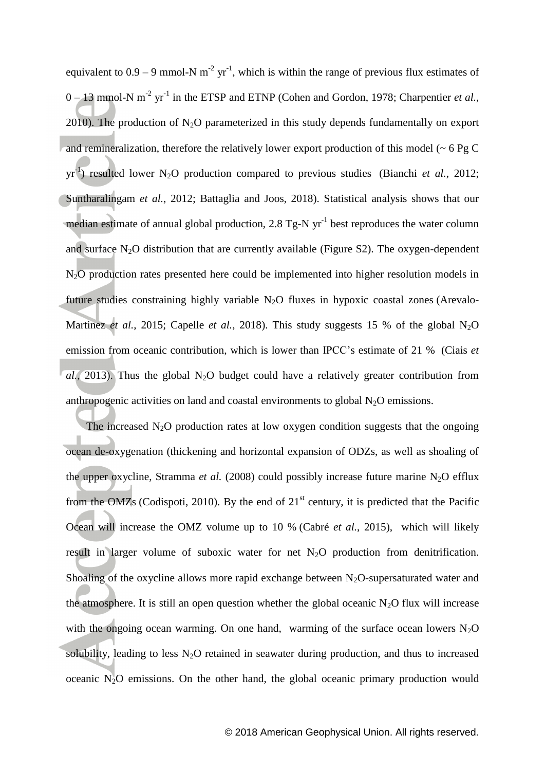equivalent to 0.9 – 9 mmol-N $m^{-2}$ $yr^{-1}$, which is within the range of previous flux estimates of 0 – 13 mmol-N $m^{-2}$ $yr^{-1}$ in the ETSP and ETNP (Cohen and Gordon, 1978; Charpentier *et al.*, 2010). The production of $N_2O$ parameterized in this study depends fundamentally on export and remineralization, therefore the relatively lower export production of this model (~ 6 Pg C $yr^{-1}$) resulted lower $N_2O$ production compared to previous studies (Bianchi *et al.*, 2012; Suntharalingam *et al.*, 2012; Battaglia and Joos, 2018). Statistical analysis shows that our median estimate of annual global production, 2.8 Tg-N $yr^{-1}$ best reproduces the water column and surface $N_2O$ distribution that are currently available (Figure S2). The oxygen-dependent $N_2O$ production rates presented here could be implemented into higher resolution models in future studies constraining highly variable $N_2O$ fluxes in hypoxic coastal zones (Arevalo-Martinez *et al.*, 2015; Capelle *et al.*, 2018). This study suggests 15 % of the global $N_2O$ emission from oceanic contribution, which is lower than IPCC's estimate of 21 % (Ciais *et al.*, 2013). Thus the global $N_2O$ budget could have a relatively greater contribution from anthropogenic activities on land and coastal environments to global $N_2O$ emissions.

The increased $N_2O$ production rates at low oxygen condition suggests that the ongoing ocean de-oxygenation (thickening and horizontal expansion of ODZs, as well as shoaling of the upper oxycline, Stramma *et al.* (2008) could possibly increase future marine $N_2O$ efflux from the OMZs (Codispoti, 2010). By the end of 21st century, it is predicted that the Pacific Ocean will increase the OMZ volume up to 10 % (Cabré *et al.*, 2015), which will likely result in larger volume of suboxic water for net $N_2O$ production from denitrification. Shoaling of the oxycline allows more rapid exchange between $N_2O$-supersaturated water and the atmosphere. It is still an open question whether the global oceanic $N_2O$ flux will increase with the ongoing ocean warming. On one hand, warming of the surface ocean lowers $N_2O$ solubility, leading to less $N_2O$ retained in seawater during production, and thus to increased oceanic $N_2O$ emissions. On the other hand, the global oceanic primary production would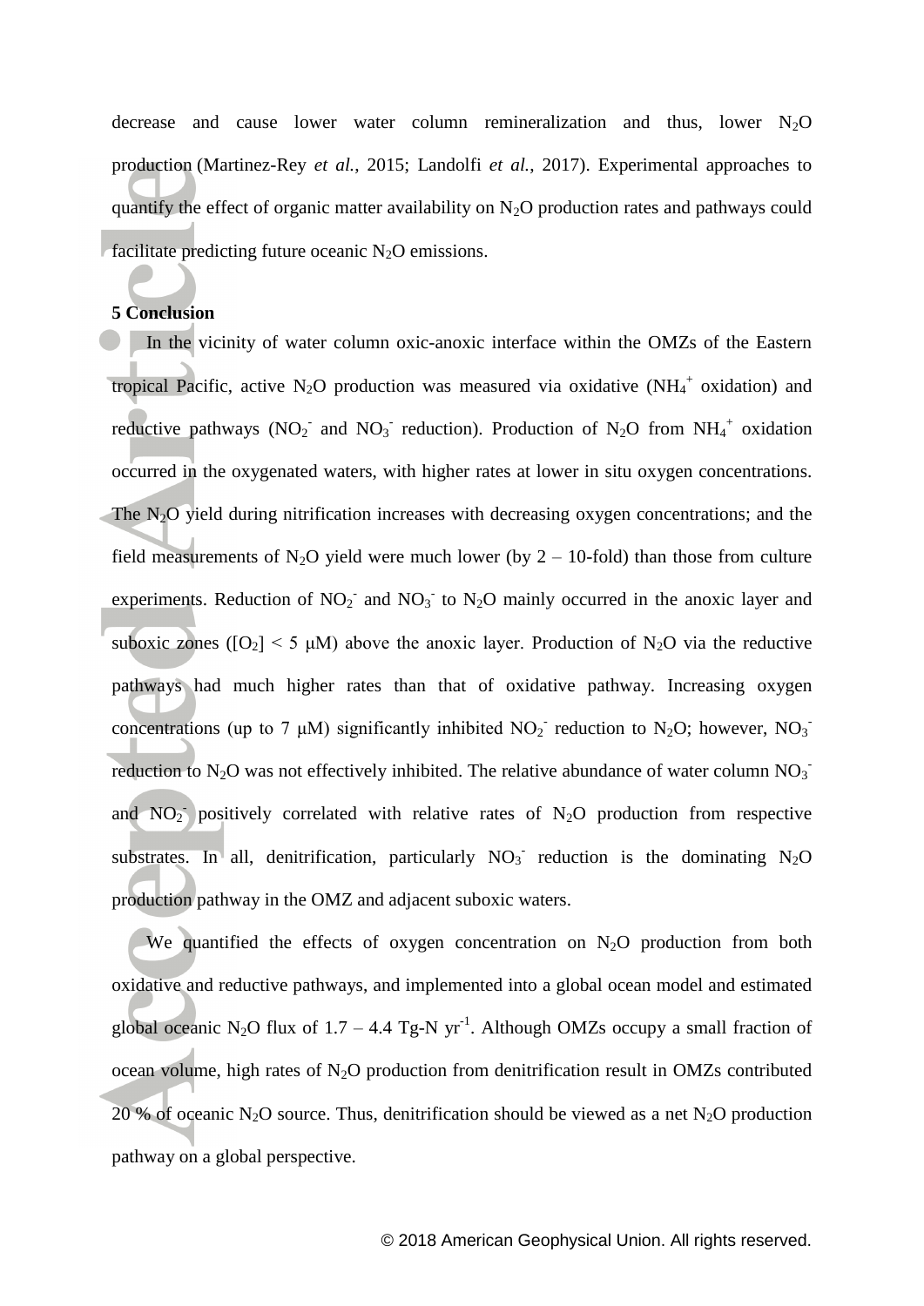decrease and cause lower water column remineralization and thus, lower $N_2O$ production (Martinez-Rey *et al.*, 2015; Landolfi *et al.*, 2017). Experimental approaches to quantify the effect of organic matter availability on $N_2O$ production rates and pathways could facilitate predicting future oceanic $N_2O$ emissions.

**5 Conclusion**

In the vicinity of water column oxic-anoxic interface within the OMZs of the Eastern tropical Pacific, active $N_2O$ production was measured via oxidative ($NH_4^+$ oxidation) and reductive pathways ($NO_2^-$ and $NO_3^-$ reduction). Production of $N_2O$ from $NH_4^+$ oxidation occurred in the oxygenated waters, with higher rates at lower in situ oxygen concentrations. The $N_2O$ yield during nitrification increases with decreasing oxygen concentrations; and the field measurements of $N_2O$ yield were much lower (by 2 – 10-fold) than those from culture experiments. Reduction of $NO_2^-$ and $NO_3^-$ to $N_2O$ mainly occurred in the anoxic layer and suboxic zones ($[O_2] < 5$ μM) above the anoxic layer. Production of $N_2O$ via the reductive pathways had much higher rates than that of oxidative pathway. Increasing oxygen concentrations (up to 7 μM) significantly inhibited $NO_2^-$ reduction to $N_2O$; however, $NO_3^-$ reduction to $N_2O$ was not effectively inhibited. The relative abundance of water column $NO_3^-$ and $NO_2^-$ positively correlated with relative rates of $N_2O$ production from respective substrates. In all, denitrification, particularly $NO_3^-$ reduction is the dominating $N_2O$ production pathway in the OMZ and adjacent suboxic waters.

We quantified the effects of oxygen concentration on $N_2O$ production from both oxidative and reductive pathways, and implemented into a global ocean model and estimated global oceanic $N_2O$ flux of 1.7 – 4.4 Tg-N $yr^{-1}$. Although OMZs occupy a small fraction of ocean volume, high rates of $N_2O$ production from denitrification result in OMZs contributed 20 % of oceanic $N_2O$ source. Thus, denitrification should be viewed as a net $N_2O$ production pathway on a global perspective.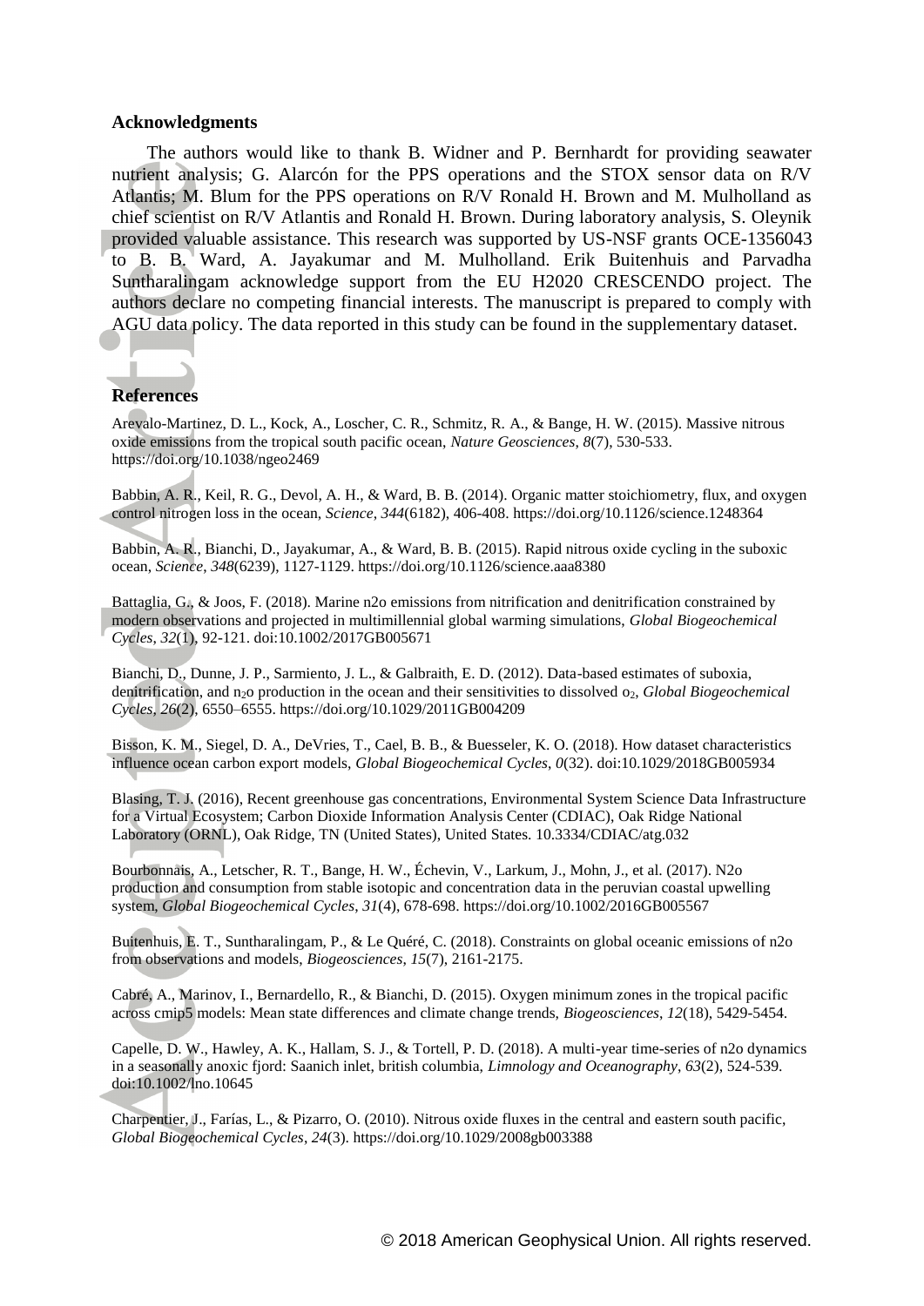## Acknowledgments

The authors would like to thank B. Widner and P. Bernhardt for providing seawater nutrient analysis; G. Alarcón for the PPS operations and the STOX sensor data on R/V Atlantis; M. Blum for the PPS operations on R/V Ronald H. Brown and M. Mulholland as chief scientist on R/V Atlantis and Ronald H. Brown. During laboratory analysis, S. Oleynik provided valuable assistance. This research was supported by US-NSF grants OCE-1356043 to B. B. Ward, A. Jayakumar and M. Mulholland. Erik Buitenhuis and Parvadha Suntharalingam acknowledge support from the EU H2020 CRESCENDO project. The authors declare no competing financial interests. The manuscript is prepared to comply with AGU data policy. The data reported in this study can be found in the supplementary dataset.

## References

Arevalo-Martinez, D. L., Kock, A., Loscher, C. R., Schmitz, R. A., & Bange, H. W. (2015). Massive nitrous oxide emissions from the tropical south pacific ocean, *Nature Geosciences*, *8*(7), 530-533. https://doi.org/10.1038/ngeo2469

Babbin, A. R., Keil, R. G., Devol, A. H., & Ward, B. B. (2014). Organic matter stoichiometry, flux, and oxygen control nitrogen loss in the ocean, *Science*, *344*(6182), 406-408. https://doi.org/10.1126/science.1248364

Babbin, A. R., Bianchi, D., Jayakumar, A., & Ward, B. B. (2015). Rapid nitrous oxide cycling in the suboxic ocean, *Science*, *348*(6239), 1127-1129. https://doi.org/10.1126/science.aaa8380

Battaglia, G., & Joos, F. (2018). Marine n2o emissions from nitrification and denitrification constrained by modern observations and projected in multimillennial global warming simulations, *Global Biogeochemical Cycles*, *32*(1), 92-121. doi:10.1002/2017GB005671

Bianchi, D., Dunne, J. P., Sarmiento, J. L., & Galbraith, E. D. (2012). Data-based estimates of suboxia, denitrification, and $n_2o$ production in the ocean and their sensitivities to dissolved $o_2$, *Global Biogeochemical Cycles*, *26*(2), 6550–6555. https://doi.org/10.1029/2011GB004209

Bisson, K. M., Siegel, D. A., DeVries, T., Cael, B. B., & Buesseler, K. O. (2018). How dataset characteristics influence ocean carbon export models, *Global Biogeochemical Cycles*, *0*(32). doi:10.1029/2018GB005934

Blasing, T. J. (2016), Recent greenhouse gas concentrations, Environmental System Science Data Infrastructure for a Virtual Ecosystem; Carbon Dioxide Information Analysis Center (CDIAC), Oak Ridge National Laboratory (ORNL), Oak Ridge, TN (United States), United States. 10.3334/CDIAC/atg.032

Bourbonnais, A., Letscher, R. T., Bange, H. W., Échevin, V., Larkum, J., Mohn, J., et al. (2017). N2o production and consumption from stable isotopic and concentration data in the peruvian coastal upwelling system, *Global Biogeochemical Cycles*, *31*(4), 678-698. https://doi.org/10.1002/2016GB005567

Buitenhuis, E. T., Suntharalingam, P., & Le Quéré, C. (2018). Constraints on global oceanic emissions of n2o from observations and models, *Biogeosciences*, *15*(7), 2161-2175.

Cabré, A., Marinov, I., Bernardello, R., & Bianchi, D. (2015). Oxygen minimum zones in the tropical pacific across cmip5 models: Mean state differences and climate change trends, *Biogeosciences*, *12*(18), 5429-5454.

Capelle, D. W., Hawley, A. K., Hallam, S. J., & Tortell, P. D. (2018). A multi-year time-series of n2o dynamics in a seasonally anoxic fjord: Saanich inlet, british columbia, *Limnology and Oceanography*, *63*(2), 524-539. doi:10.1002/lno.10645

Charpentier, J., Farías, L., & Pizarro, O. (2010). Nitrous oxide fluxes in the central and eastern south pacific, *Global Biogeochemical Cycles*, *24*(3). https://doi.org/10.1029/2008gb003388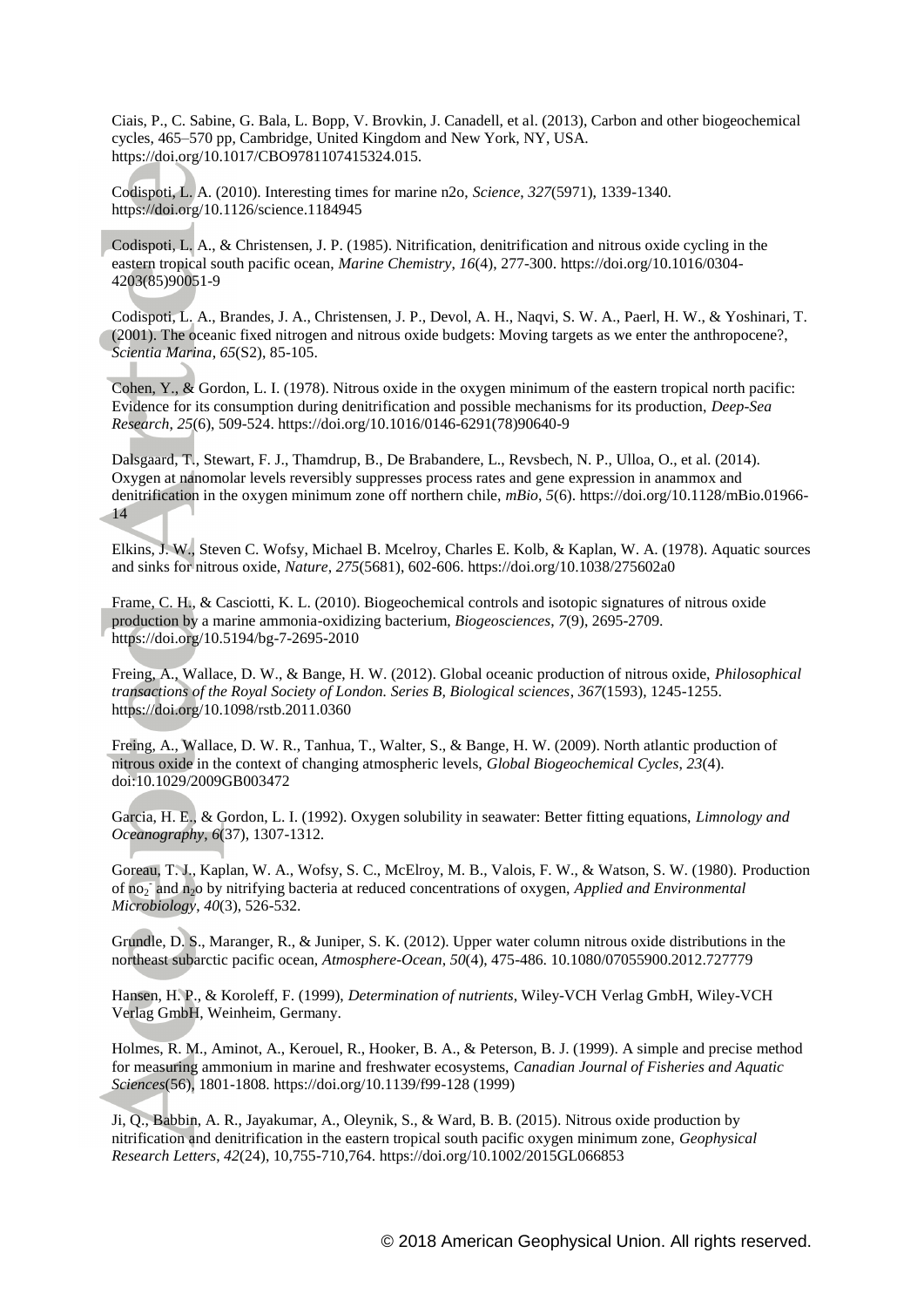Ciais, P., C. Sabine, G. Bala, L. Bopp, V. Brovkin, J. Canadell, et al. (2013), Carbon and other biogeochemical cycles, 465–570 pp, Cambridge, United Kingdom and New York, NY, USA. https://doi.org/10.1017/CBO9781107415324.015.

Codispoti, L. A. (2010). Interesting times for marine n2o, *Science*, *327*(5971), 1339-1340. https://doi.org/10.1126/science.1184945

Codispoti, L. A., & Christensen, J. P. (1985). Nitrification, denitrification and nitrous oxide cycling in the eastern tropical south pacific ocean, *Marine Chemistry*, *16*(4), 277-300. https://doi.org/10.1016/0304-4203(85)90051-9

Codispoti, L. A., Brandes, J. A., Christensen, J. P., Devol, A. H., Naqvi, S. W. A., Paerl, H. W., & Yoshinari, T. (2001). The oceanic fixed nitrogen and nitrous oxide budgets: Moving targets as we enter the anthropocene?, *Scientia Marina*, *65*(S2), 85-105.

Cohen, Y., & Gordon, L. I. (1978). Nitrous oxide in the oxygen minimum of the eastern tropical north pacific: Evidence for its consumption during denitrification and possible mechanisms for its production, *Deep-Sea Research*, *25*(6), 509-524. https://doi.org/10.1016/0146-6291(78)90640-9

Dalsgaard, T., Stewart, F. J., Thamdrup, B., De Brabandere, L., Revsbech, N. P., Ulloa, O., et al. (2014). Oxygen at nanomolar levels reversibly suppresses process rates and gene expression in anammox and denitrification in the oxygen minimum zone off northern chile, *mBio*, *5*(6). https://doi.org/10.1128/mBio.01966-14

Elkins, J. W., Steven C. Wofsy, Michael B. Mcelroy, Charles E. Kolb, & Kaplan, W. A. (1978). Aquatic sources and sinks for nitrous oxide, *Nature*, *275*(5681), 602-606. https://doi.org/10.1038/275602a0

Frame, C. H., & Casciotti, K. L. (2010). Biogeochemical controls and isotopic signatures of nitrous oxide production by a marine ammonia-oxidizing bacterium, *Biogeosciences*, *7*(9), 2695-2709. https://doi.org/10.5194/bg-7-2695-2010

Freing, A., Wallace, D. W., & Bange, H. W. (2012). Global oceanic production of nitrous oxide, *Philosophical transactions of the Royal Society of London. Series B, Biological sciences*, *367*(1593), 1245-1255. https://doi.org/10.1098/rstb.2011.0360

Freing, A., Wallace, D. W. R., Tanhua, T., Walter, S., & Bange, H. W. (2009). North atlantic production of nitrous oxide in the context of changing atmospheric levels, *Global Biogeochemical Cycles*, *23*(4). doi:10.1029/2009GB003472

Garcia, H. E., & Gordon, L. I. (1992). Oxygen solubility in seawater: Better fitting equations, *Limnology and Oceanography*, *6*(37), 1307-1312.

Goreau, T. J., Kaplan, W. A., Wofsy, S. C., McElroy, M. B., Valois, F. W., & Watson, S. W. (1980). Production of $no_2^-$ and $n_2o$ by nitrifying bacteria at reduced concentrations of oxygen, *Applied and Environmental Microbiology*, *40*(3), 526-532.

Grundle, D. S., Maranger, R., & Juniper, S. K. (2012). Upper water column nitrous oxide distributions in the northeast subarctic pacific ocean, *Atmosphere-Ocean*, *50*(4), 475-486. 10.1080/07055900.2012.727779

Hansen, H. P., & Koroleff, F. (1999), *Determination of nutrients*, Wiley-VCH Verlag GmbH, Wiley-VCH Verlag GmbH, Weinheim, Germany.

Holmes, R. M., Aminot, A., Kerouel, R., Hooker, B. A., & Peterson, B. J. (1999). A simple and precise method for measuring ammonium in marine and freshwater ecosystems, *Canadian Journal of Fisheries and Aquatic Sciences*(56), 1801-1808. https://doi.org/10.1139/f99-128 (1999)

Ji, Q., Babbin, A. R., Jayakumar, A., Oleynik, S., & Ward, B. B. (2015). Nitrous oxide production by nitrification and denitrification in the eastern tropical south pacific oxygen minimum zone, *Geophysical Research Letters*, *42*(24), 10,755-710,764. https://doi.org/10.1002/2015GL066853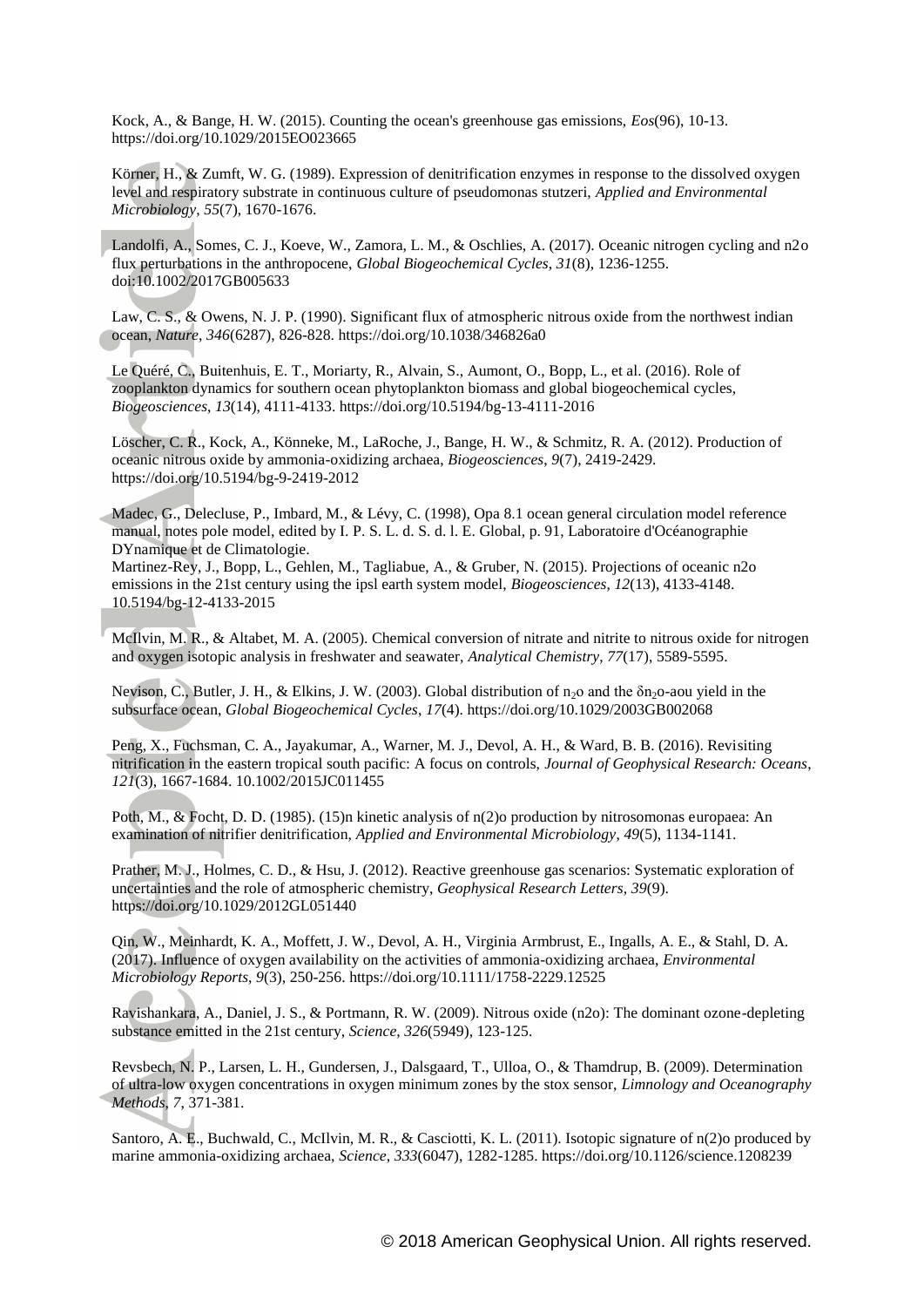Kock, A., & Bange, H. W. (2015). Counting the ocean's greenhouse gas emissions, *Eos*(96), 10-13. https://doi.org/10.1029/2015EO023665

Körner, H., & Zumft, W. G. (1989). Expression of denitrification enzymes in response to the dissolved oxygen level and respiratory substrate in continuous culture of pseudomonas stutzeri, *Applied and Environmental Microbiology*, *55*(7), 1670-1676.

Landolfi, A., Somes, C. J., Koeve, W., Zamora, L. M., & Oschlies, A. (2017). Oceanic nitrogen cycling and n2o flux perturbations in the anthropocene, *Global Biogeochemical Cycles*, *31*(8), 1236-1255. doi:10.1002/2017GB005633

Law, C. S., & Owens, N. J. P. (1990). Significant flux of atmospheric nitrous oxide from the northwest indian ocean, *Nature*, *346*(6287), 826-828. https://doi.org/10.1038/346826a0

Le Quéré, C., Buitenhuis, E. T., Moriarty, R., Alvain, S., Aumont, O., Bopp, L., et al. (2016). Role of zooplankton dynamics for southern ocean phytoplankton biomass and global biogeochemical cycles, *Biogeosciences*, *13*(14), 4111-4133. https://doi.org/10.5194/bg-13-4111-2016

Löscher, C. R., Kock, A., Könneke, M., LaRoche, J., Bange, H. W., & Schmitz, R. A. (2012). Production of oceanic nitrous oxide by ammonia-oxidizing archaea, *Biogeosciences*, *9*(7), 2419-2429. https://doi.org/10.5194/bg-9-2419-2012

Madec, G., Delecluse, P., Imbard, M., & Lévy, C. (1998), Opa 8.1 ocean general circulation model reference manual, notes pole model, edited by I. P. S. L. d. S. d. l. E. Global, p. 91, Laboratoire d'Océanographie DYnamique et de Climatologie.

Martinez-Rey, J., Bopp, L., Gehlen, M., Tagliabue, A., & Gruber, N. (2015). Projections of oceanic n2o emissions in the 21st century using the ipsl earth system model, *Biogeosciences*, *12*(13), 4133-4148. 10.5194/bg-12-4133-2015

McIlvin, M. R., & Altabet, M. A. (2005). Chemical conversion of nitrate and nitrite to nitrous oxide for nitrogen and oxygen isotopic analysis in freshwater and seawater, *Analytical Chemistry*, *77*(17), 5589-5595.

Nevison, C., Butler, J. H., & Elkins, J. W. (2003). Global distribution of $n_2o$ and the $\delta n_2o$-aou yield in the subsurface ocean, *Global Biogeochemical Cycles*, *17*(4). https://doi.org/10.1029/2003GB002068

Peng, X., Fuchsman, C. A., Jayakumar, A., Warner, M. J., Devol, A. H., & Ward, B. B. (2016). Revisiting nitrification in the eastern tropical south pacific: A focus on controls, *Journal of Geophysical Research: Oceans*, *121*(3), 1667-1684. 10.1002/2015JC011455

Poth, M., & Focht, D. D. (1985). (15)n kinetic analysis of n(2)o production by nitrosomonas europaea: An examination of nitrifier denitrification, *Applied and Environmental Microbiology*, *49*(5), 1134-1141.

Prather, M. J., Holmes, C. D., & Hsu, J. (2012). Reactive greenhouse gas scenarios: Systematic exploration of uncertainties and the role of atmospheric chemistry, *Geophysical Research Letters*, *39*(9). https://doi.org/10.1029/2012GL051440

Qin, W., Meinhardt, K. A., Moffett, J. W., Devol, A. H., Virginia Armbrust, E., Ingalls, A. E., & Stahl, D. A. (2017). Influence of oxygen availability on the activities of ammonia-oxidizing archaea, *Environmental Microbiology Reports*, *9*(3), 250-256. https://doi.org/10.1111/1758-2229.12525

Ravishankara, A., Daniel, J. S., & Portmann, R. W. (2009). Nitrous oxide (n2o): The dominant ozone-depleting substance emitted in the 21st century, *Science*, *326*(5949), 123-125.

Revsbech, N. P., Larsen, L. H., Gundersen, J., Dalsgaard, T., Ulloa, O., & Thamdrup, B. (2009). Determination of ultra-low oxygen concentrations in oxygen minimum zones by the stox sensor, *Limnology and Oceanography Methods*, *7*, 371-381.

Santoro, A. E., Buchwald, C., McIlvin, M. R., & Casciotti, K. L. (2011). Isotopic signature of n(2)o produced by marine ammonia-oxidizing archaea, *Science*, *333*(6047), 1282-1285. https://doi.org/10.1126/science.1208239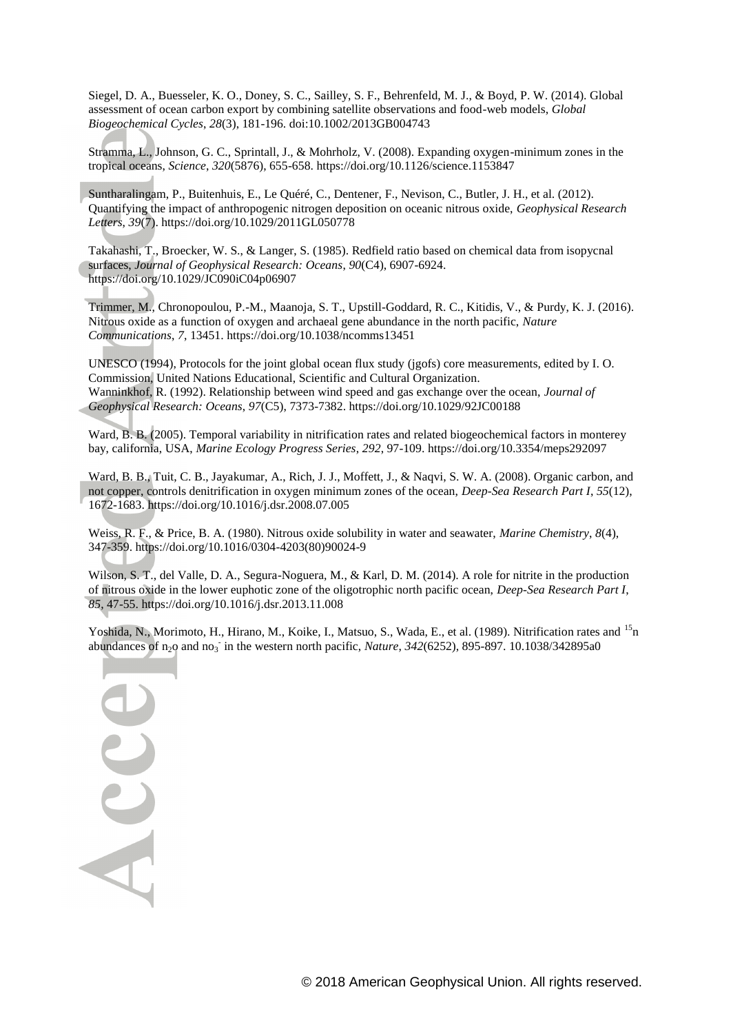Siegel, D. A., Buesseler, K. O., Doney, S. C., Sailley, S. F., Behrenfeld, M. J., & Boyd, P. W. (2014). Global assessment of ocean carbon export by combining satellite observations and food-web models, *Global Biogeochemical Cycles*, *28*(3), 181-196. doi:10.1002/2013GB004743

Stramma, L., Johnson, G. C., Sprintall, J., & Mohrholz, V. (2008). Expanding oxygen-minimum zones in the tropical oceans, *Science*, *320*(5876), 655-658. https://doi.org/10.1126/science.1153847

Suntharalingam, P., Buitenhuis, E., Le Quéré, C., Dentener, F., Nevison, C., Butler, J. H., et al. (2012). Quantifying the impact of anthropogenic nitrogen deposition on oceanic nitrous oxide, *Geophysical Research Letters*, *39*(7). https://doi.org/10.1029/2011GL050778

Takahashi, T., Broecker, W. S., & Langer, S. (1985). Redfield ratio based on chemical data from isopycnal surfaces, *Journal of Geophysical Research: Oceans*, *90*(C4), 6907-6924. https://doi.org/10.1029/JC090iC04p06907

Trimmer, M., Chronopoulou, P.-M., Maanoja, S. T., Upstill-Goddard, R. C., Kitidis, V., & Purdy, K. J. (2016). Nitrous oxide as a function of oxygen and archaeal gene abundance in the north pacific, *Nature Communications*, *7*, 13451. https://doi.org/10.1038/ncomms13451

UNESCO (1994), Protocols for the joint global ocean flux study (jgofs) core measurements, edited by I. O. Commission, United Nations Educational, Scientific and Cultural Organization.
Wanninkhof, R. (1992). Relationship between wind speed and gas exchange over the ocean, *Journal of Geophysical Research: Oceans*, *97*(C5), 7373-7382. https://doi.org/10.1029/92JC00188

Ward, B. B. (2005). Temporal variability in nitrification rates and related biogeochemical factors in monterey bay, california, USA, *Marine Ecology Progress Series*, *292*, 97-109. https://doi.org/10.3354/meps292097

Ward, B. B., Tuit, C. B., Jayakumar, A., Rich, J. J., Moffett, J., & Naqvi, S. W. A. (2008). Organic carbon, and not copper, controls denitrification in oxygen minimum zones of the ocean, *Deep-Sea Research Part I*, *55*(12), 1672-1683. https://doi.org/10.1016/j.dsr.2008.07.005

Weiss, R. F., & Price, B. A. (1980). Nitrous oxide solubility in water and seawater, *Marine Chemistry*, *8*(4), 347-359. https://doi.org/10.1016/0304-4203(80)90024-9

Wilson, S. T., del Valle, D. A., Segura-Noguera, M., & Karl, D. M. (2014). A role for nitrite in the production of nitrous oxide in the lower euphotic zone of the oligotrophic north pacific ocean, *Deep-Sea Research Part I*, *85*, 47-55. https://doi.org/10.1016/j.dsr.2013.11.008

Yoshida, N., Morimoto, H., Hirano, M., Koike, I., Matsuo, S., Wada, E., et al. (1989). Nitrification rates and $^{15}n$ abundances of $n_2o$ and $no_3^-$ in the western north pacific, *Nature*, *342*(6252), 895-897. 10.1038/342895a0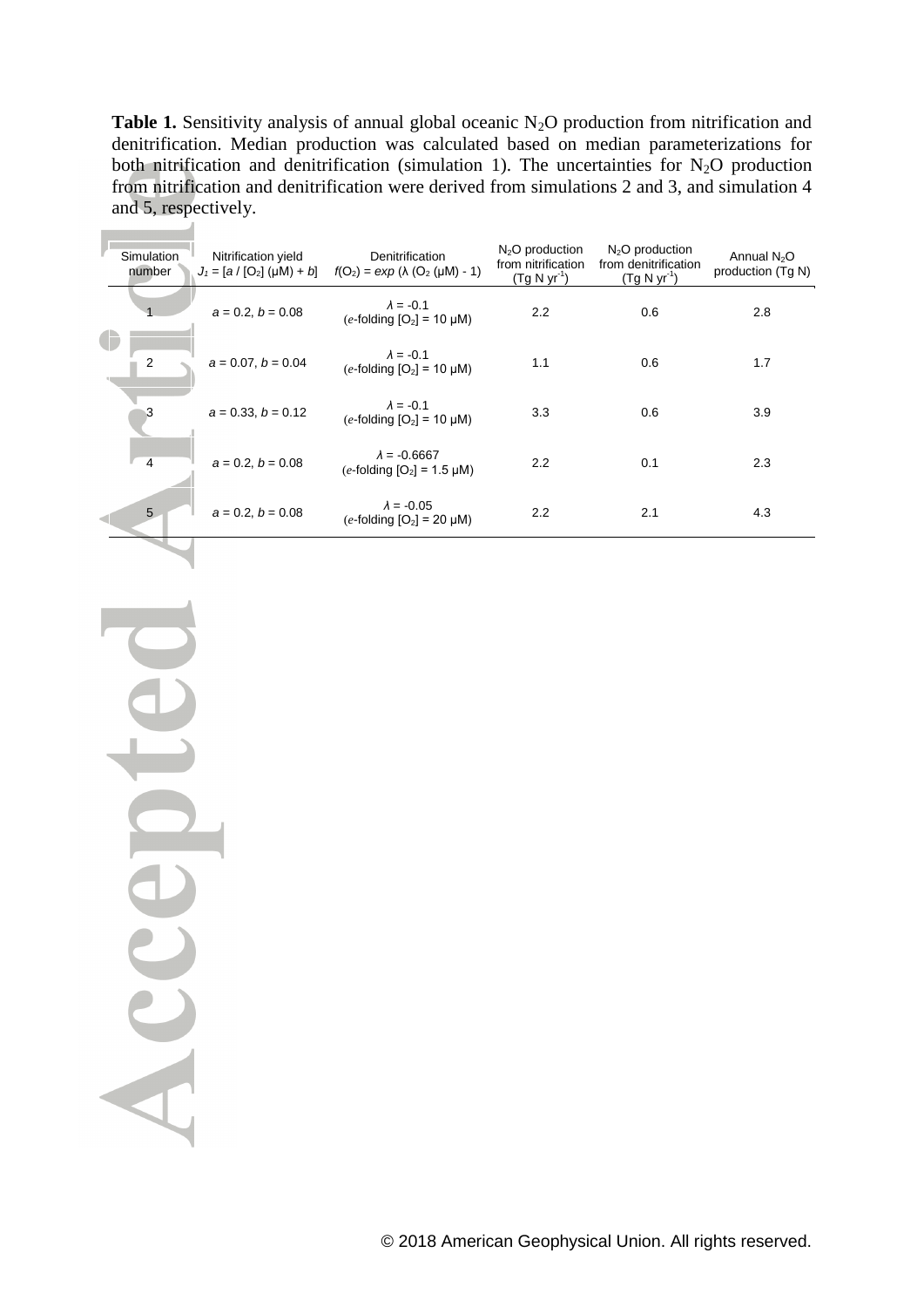**Table 1.** Sensitivity analysis of annual global oceanic $N_2O$ production from nitrification and denitrification. Median production was calculated based on median parameterizations for both nitrification and denitrification (simulation 1). The uncertainties for $N_2O$ production from nitrification and denitrification were derived from simulations 2 and 3, and simulation 4 and 5, respectively.

| Simulation number | Nitrification yield $J_1 = [a / [O_2]\ (\mu M) + b]$ | Denitrification $f(O_2) = exp\ (\lambda\ (O_2\ (\mu M) - 1)$ | $N_2O$ production from nitrification (Tg N $yr^{-1}$) | $N_2O$ production from denitrification (Tg N $yr^{-1}$) | Annual $N_2O$ production (Tg N) |
|---|---|---|---|---|---|
| 1 | $a$ = 0.2, $b$ = 0.08 | $\lambda$ = -0.1 ($e$-folding $[O_2]$ = 10 μM) | 2.2 | 0.6 | 2.8 |
| 2 | $a$ = 0.07, $b$ = 0.04 | $\lambda$ = -0.1 ($e$-folding $[O_2]$ = 10 μM) | 1.1 | 0.6 | 1.7 |
| 3 | $a$ = 0.33, $b$ = 0.12 | $\lambda$ = -0.1 ($e$-folding $[O_2]$ = 10 μM) | 3.3 | 0.6 | 3.9 |
| 4 | $a$ = 0.2, $b$ = 0.08 | $\lambda$ = -0.6667 ($e$-folding $[O_2]$ = 1.5 μM) | 2.2 | 0.1 | 2.3 |
| 5 | $a$ = 0.2, $b$ = 0.08 | $\lambda$ = -0.05 ($e$-folding $[O_2]$ = 20 μM) | 2.2 | 2.1 | 4.3 |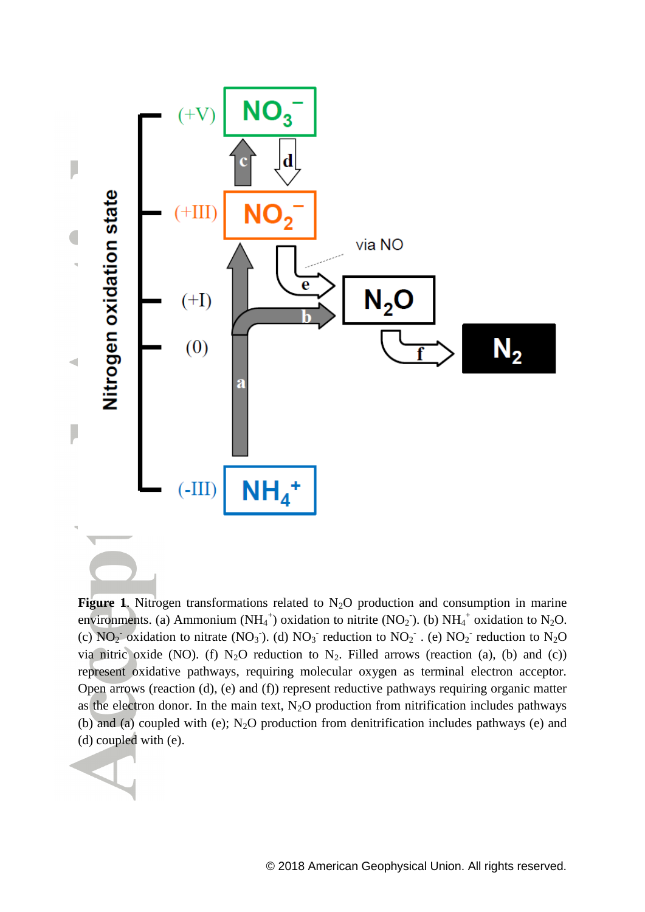**Figure 1.** Nitrogen transformations related to $N_2O$ production and consumption in marine environments. (a) Ammonium ($NH_4^+$) oxidation to nitrite ($NO_2^-$). (b) $NH_4^+$ oxidation to $N_2O$. (c) $NO_2^-$ oxidation to nitrate ($NO_3^-$). (d) $NO_3^-$ reduction to $NO_2^-$ . (e) $NO_2^-$ reduction to $N_2O$ via nitric oxide (NO). (f) $N_2O$ reduction to $N_2$. Filled arrows (reaction (a), (b) and (c)) represent oxidative pathways, requiring molecular oxygen as terminal electron acceptor. Open arrows (reaction (d), (e) and (f)) represent reductive pathways requiring organic matter as the electron donor. In the main text, $N_2O$ production from nitrification includes pathways (b) and (a) coupled with (e); $N_2O$ production from denitrification includes pathways (e) and (d) coupled with (e).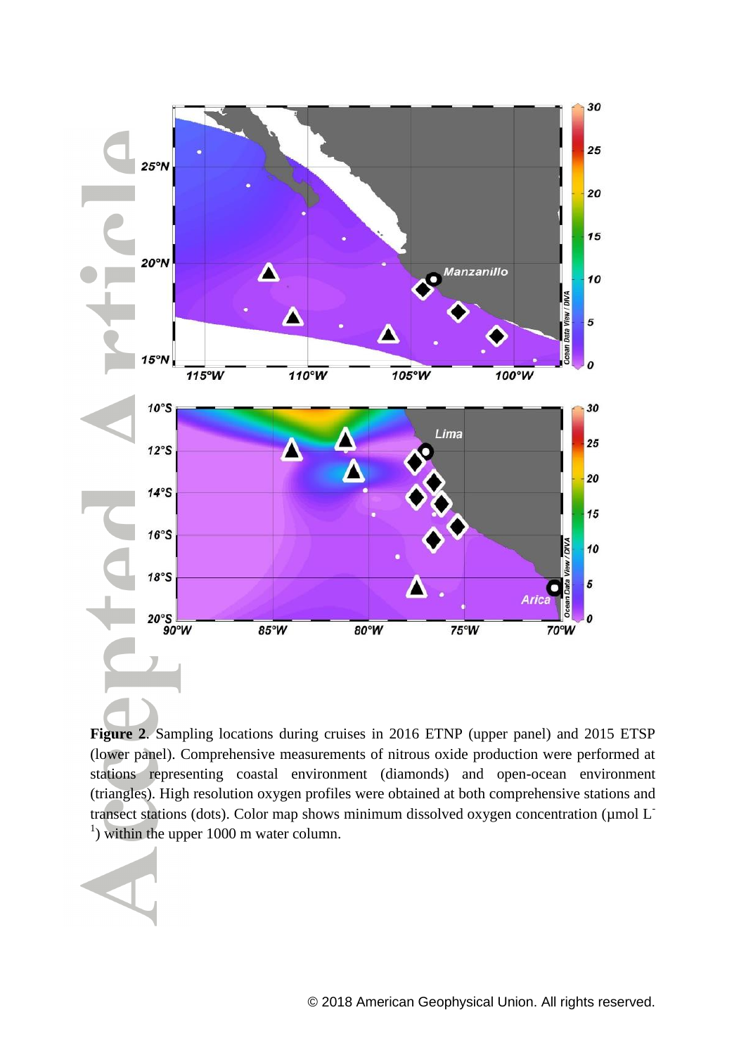**Figure 2**. Sampling locations during cruises in 2016 ETNP (upper panel) and 2015 ETSP (lower panel). Comprehensive measurements of nitrous oxide production were performed at stations representing coastal environment (diamonds) and open-ocean environment (triangles). High resolution oxygen profiles were obtained at both comprehensive stations and transect stations (dots). Color map shows minimum dissolved oxygen concentration (μmol $L^{-1}$) within the upper 1000 m water column.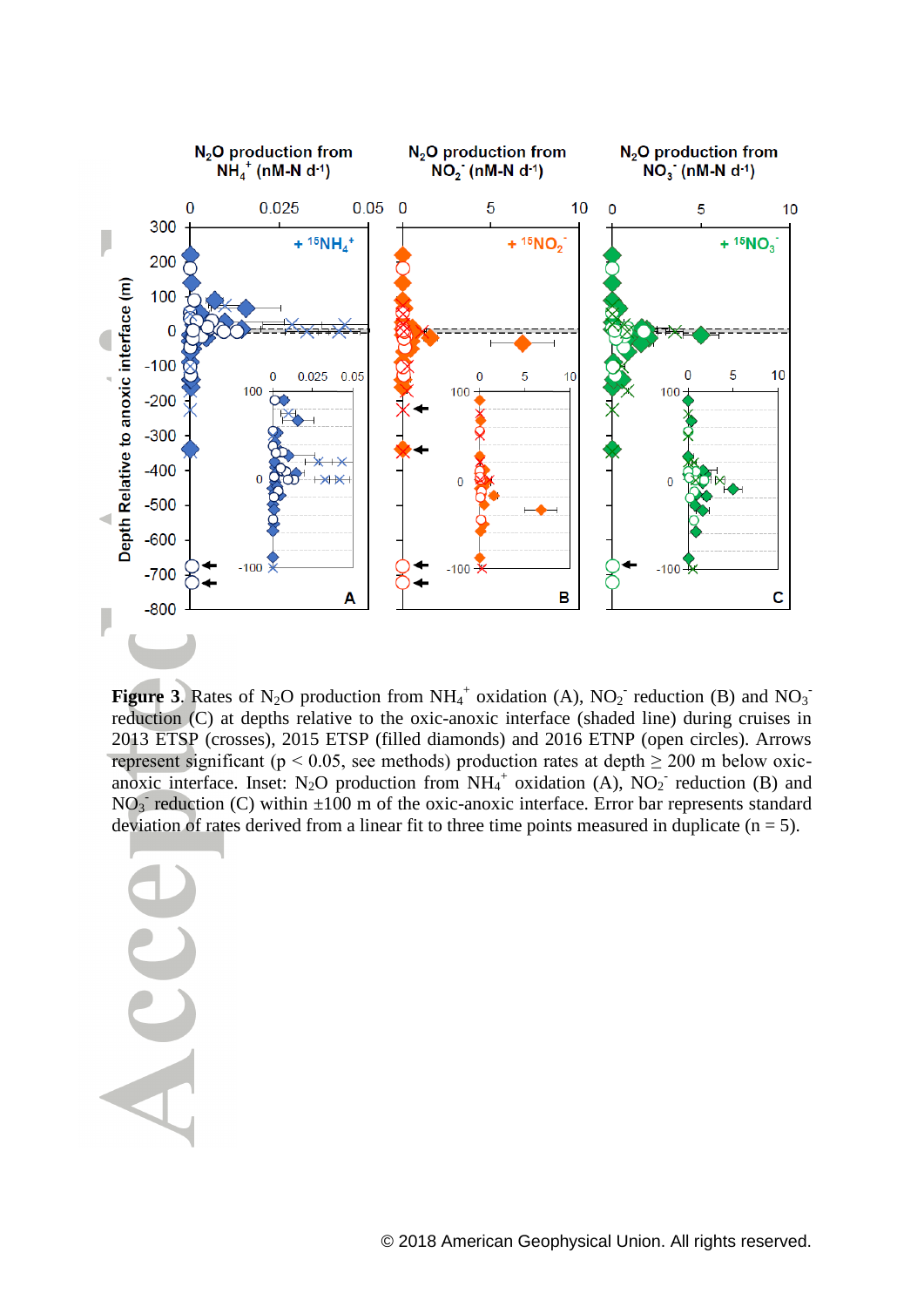**Figure 3**. Rates of $N_2O$ production from $NH_4^+$ oxidation (A), $NO_2^-$ reduction (B) and $NO_3^-$ reduction (C) at depths relative to the oxic-anoxic interface (shaded line) during cruises in 2013 ETSP (crosses), 2015 ETSP (filled diamonds) and 2016 ETNP (open circles). Arrows represent significant ($p < 0.05$, see methods) production rates at depth ≥ 200 m below oxic-anoxic interface. Inset: $N_2O$ production from $NH_4^+$ oxidation (A), $NO_2^-$ reduction (B) and $NO_3^-$ reduction (C) within ±100 m of the oxic-anoxic interface. Error bar represents standard deviation of rates derived from a linear fit to three time points measured in duplicate ($n = 5$).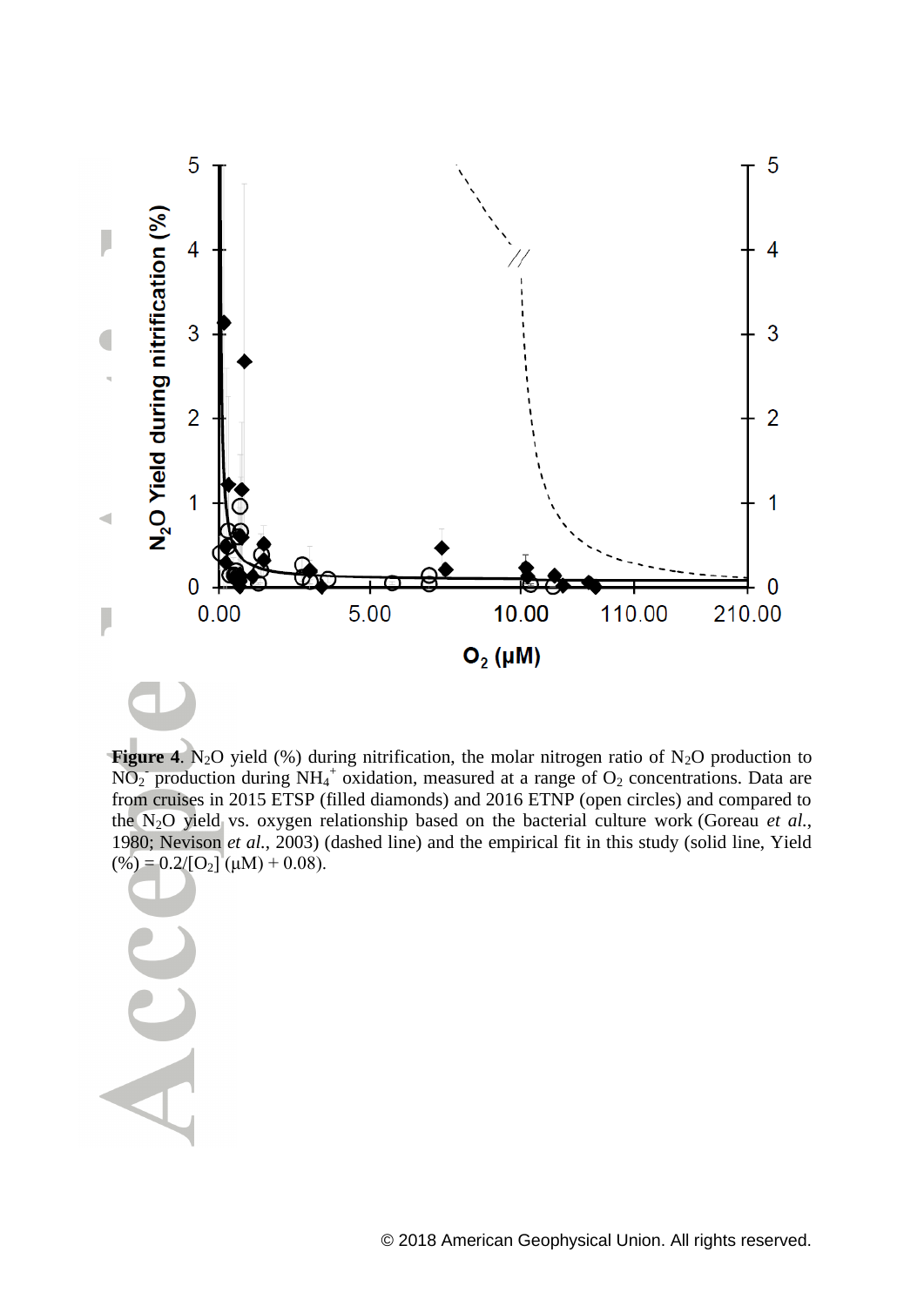**Figure 4**. $N_2O$ yield (%) during nitrification, the molar nitrogen ratio of $N_2O$ production to $NO_2^-$ production during $NH_4^+$ oxidation, measured at a range of $O_2$ concentrations. Data are from cruises in 2015 ETSP (filled diamonds) and 2016 ETNP (open circles) and compared to the $N_2O$ yield vs. oxygen relationship based on the bacterial culture work (Goreau *et al.*, 1980; Nevison *et al.*, 2003) (dashed line) and the empirical fit in this study (solid line, Yield (%) = $0.2/[O_2]$ (μM) + 0.08).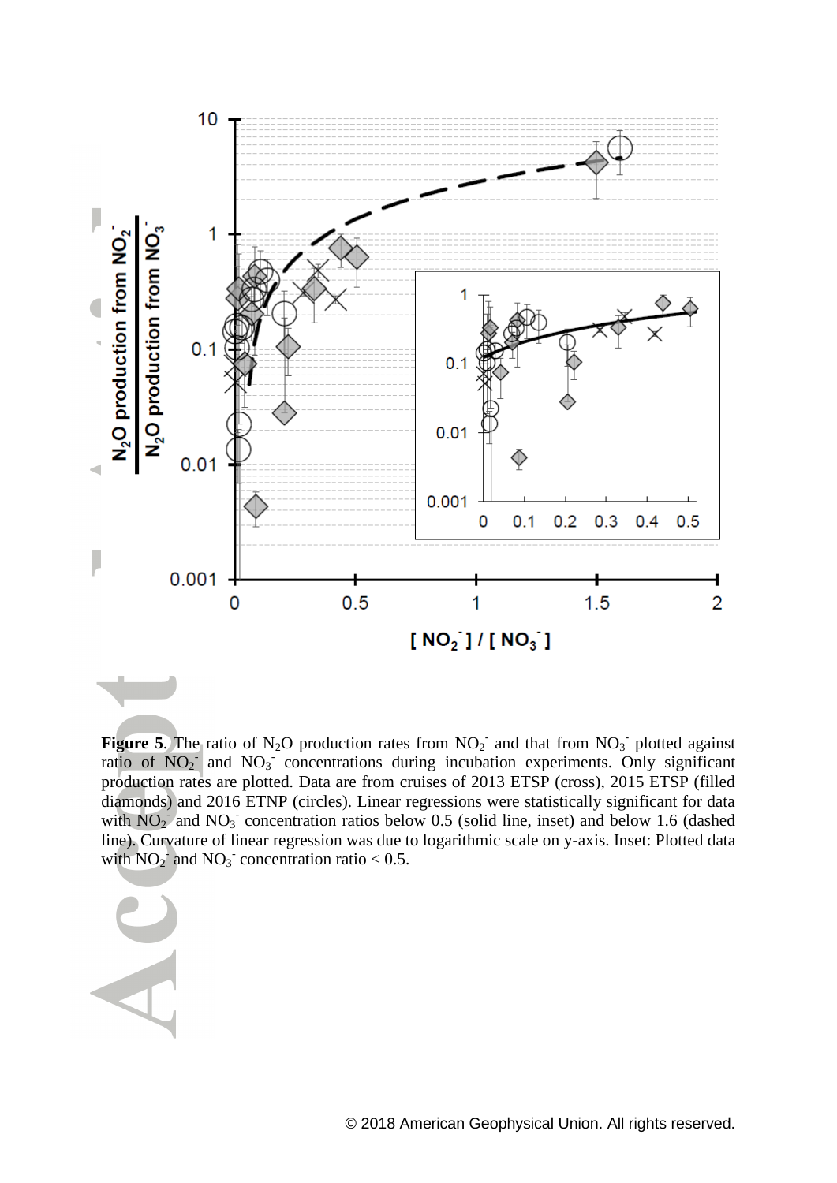**Figure 5**. The ratio of $N_2O$ production rates from $NO_2^-$ and that from $NO_3^-$ plotted against ratio of $NO_2^-$ and $NO_3^-$ concentrations during incubation experiments. Only significant production rates are plotted. Data are from cruises of 2013 ETSP (cross), 2015 ETSP (filled diamonds) and 2016 ETNP (circles). Linear regressions were statistically significant for data with $NO_2^-$ and $NO_3^-$ concentration ratios below 0.5 (solid line, inset) and below 1.6 (dashed line). Curvature of linear regression was due to logarithmic scale on y-axis. Inset: Plotted data with $NO_2^-$ and $NO_3^-$ concentration ratio < 0.5.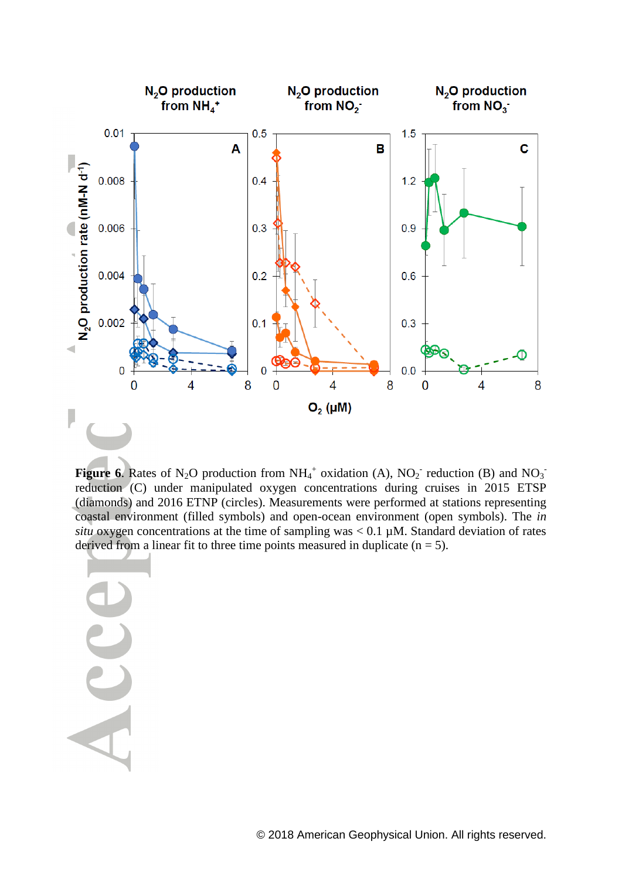**Figure 6.** Rates of $N_2O$ production from $NH_4^+$ oxidation (A), $NO_2^-$ reduction (B) and $NO_3^-$ reduction (C) under manipulated oxygen concentrations during cruises in 2015 ETSP (diamonds) and 2016 ETNP (circles). Measurements were performed at stations representing coastal environment (filled symbols) and open-ocean environment (open symbols). The *in situ* oxygen concentrations at the time of sampling was < 0.1 µM. Standard deviation of rates derived from a linear fit to three time points measured in duplicate (n = 5).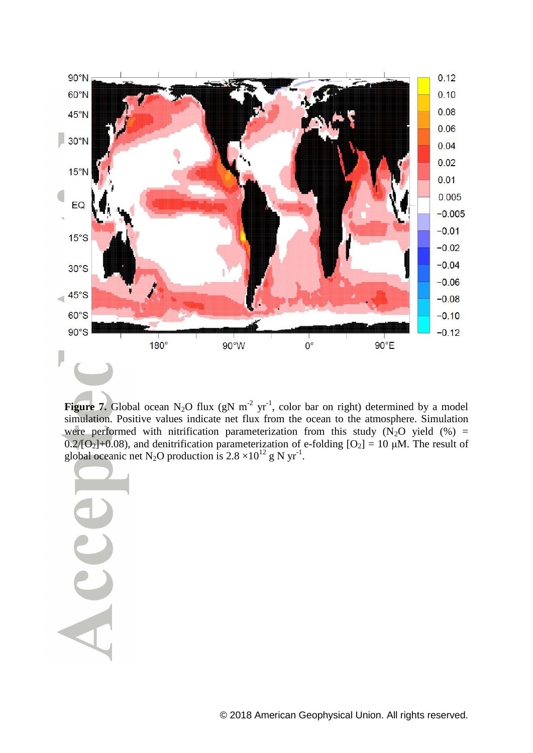90°N
60°N
45°N
30°N
15°N
EQ
15°S
30°S
45°S
60°S
90°S

180°
90°W
0°
90°E

0.12
0.10
0.08
0.06
0.04
0.02
0.01
0.005
−0.005
−0.01
−0.02
−0.04
−0.06
−0.08
−0.10
−0.12

**Figure 7.** Global ocean $N_2O$ flux (gN $m^{-2}$ $yr^{-1}$, color bar on right) determined by a model simulation. Positive values indicate net flux from the ocean to the atmosphere. Simulation were performed with nitrification parameterization from this study ($N_2O$ yield (%) = $0.2/[O_2]+0.08$), and denitrification parameterization of e-folding $[O_2]$ = 10 μM. The result of global oceanic net $N_2O$ production is $2.8 \times 10^{12}$ g N $yr^{-1}$.